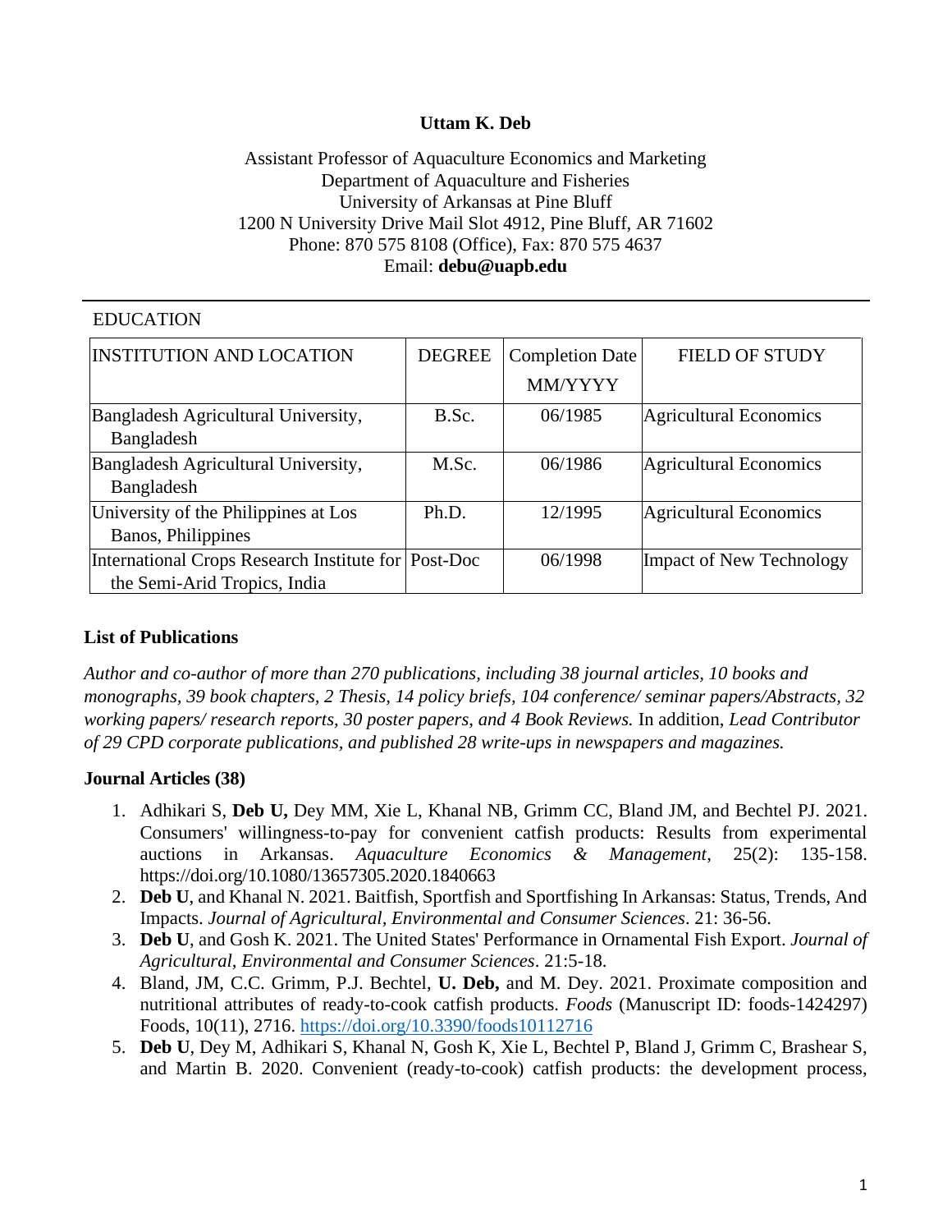**Uttam K. Deb**

Assistant Professor of Aquaculture Economics and Marketing
Department of Aquaculture and Fisheries
University of Arkansas at Pine Bluff
1200 N University Drive Mail Slot 4912, Pine Bluff, AR 71602
Phone: 870 575 8108 (Office), Fax: 870 575 4637
Email: **debu@uapb.edu**

---

EDUCATION

| INSTITUTION AND LOCATION | DEGREE | Completion Date MM/YYYY | FIELD OF STUDY |
|---|---|---|---|
| Bangladesh Agricultural University, Bangladesh | B.Sc. | 06/1985 | Agricultural Economics |
| Bangladesh Agricultural University, Bangladesh | M.Sc. | 06/1986 | Agricultural Economics |
| University of the Philippines at Los Banos, Philippines | Ph.D. | 12/1995 | Agricultural Economics |
| International Crops Research Institute for the Semi-Arid Tropics, India | Post-Doc | 06/1998 | Impact of New Technology |

**List of Publications**

*Author and co-author of more than 270 publications, including 38 journal articles, 10 books and monographs, 39 book chapters, 2 Thesis, 14 policy briefs, 104 conference/ seminar papers/Abstracts, 32 working papers/ research reports, 30 poster papers, and 4 Book Reviews.* In addition, *Lead Contributor of 29 CPD corporate publications, and published 28 write-ups in newspapers and magazines.*

**Journal Articles (38)**

1. Adhikari S, **Deb U,** Dey MM, Xie L, Khanal NB, Grimm CC, Bland JM, and Bechtel PJ. 2021. Consumers' willingness-to-pay for convenient catfish products: Results from experimental auctions in Arkansas. *Aquaculture Economics & Management*, 25(2): 135-158. https://doi.org/10.1080/13657305.2020.1840663
2. **Deb U**, and Khanal N. 2021. Baitfish, Sportfish and Sportfishing In Arkansas: Status, Trends, And Impacts. *Journal of Agricultural, Environmental and Consumer Sciences*. 21: 36-56.
3. **Deb U**, and Gosh K. 2021. The United States' Performance in Ornamental Fish Export. *Journal of Agricultural, Environmental and Consumer Sciences*. 21:5-18.
4. Bland, JM, C.C. Grimm, P.J. Bechtel, **U. Deb,** and M. Dey. 2021. Proximate composition and nutritional attributes of ready-to-cook catfish products. *Foods* (Manuscript ID: foods-1424297) Foods, 10(11), 2716. https://doi.org/10.3390/foods10112716
5. **Deb U**, Dey M, Adhikari S, Khanal N, Gosh K, Xie L, Bechtel P, Bland J, Grimm C, Brashear S, and Martin B. 2020. Convenient (ready-to-cook) catfish products: the development process,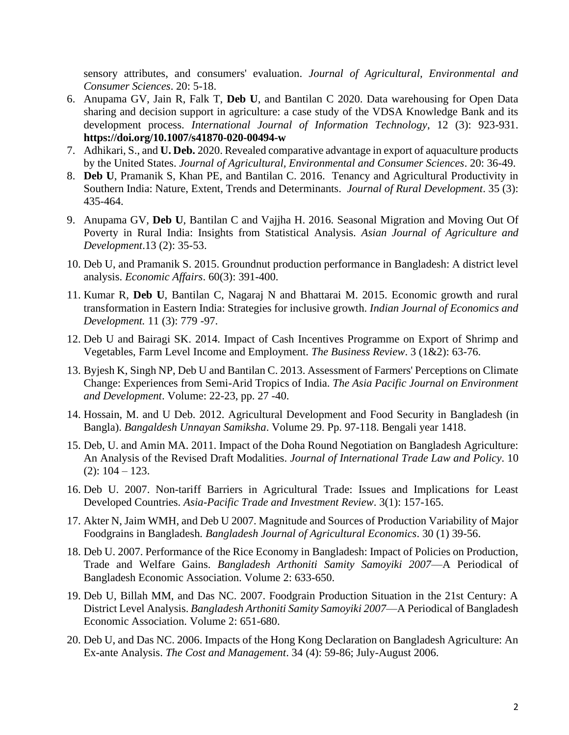sensory attributes, and consumers' evaluation. *Journal of Agricultural, Environmental and Consumer Sciences*. 20: 5-18.

6. Anupama GV, Jain R, Falk T, **Deb U**, and Bantilan C 2020. Data warehousing for Open Data sharing and decision support in agriculture: a case study of the VDSA Knowledge Bank and its development process. *International Journal of Information Technology*, 12 (3): 923-931. **https://doi.org/10.1007/s41870-020-00494-w**
7. Adhikari, S., and **U. Deb.** 2020. Revealed comparative advantage in export of aquaculture products by the United States. *Journal of Agricultural, Environmental and Consumer Sciences*. 20: 36-49.
8. **Deb U**, Pramanik S, Khan PE, and Bantilan C. 2016. Tenancy and Agricultural Productivity in Southern India: Nature, Extent, Trends and Determinants. *Journal of Rural Development*. 35 (3): 435-464.
9. Anupama GV, **Deb U**, Bantilan C and Vajjha H. 2016. Seasonal Migration and Moving Out Of Poverty in Rural India: Insights from Statistical Analysis. *Asian Journal of Agriculture and Development*.13 (2): 35-53.
10. Deb U, and Pramanik S. 2015. Groundnut production performance in Bangladesh: A district level analysis. *Economic Affairs*. 60(3): 391-400.
11. Kumar R, **Deb U**, Bantilan C, Nagaraj N and Bhattarai M. 2015. Economic growth and rural transformation in Eastern India: Strategies for inclusive growth. *Indian Journal of Economics and Development.* 11 (3): 779 -97.
12. Deb U and Bairagi SK. 2014. Impact of Cash Incentives Programme on Export of Shrimp and Vegetables, Farm Level Income and Employment. *The Business Review*. 3 (1&2): 63-76.
13. Byjesh K, Singh NP, Deb U and Bantilan C. 2013. Assessment of Farmers' Perceptions on Climate Change: Experiences from Semi-Arid Tropics of India. *The Asia Pacific Journal on Environment and Development*. Volume: 22-23, pp. 27 -40.
14. Hossain, M. and U Deb. 2012. Agricultural Development and Food Security in Bangladesh (in Bangla). *Bangaldesh Unnayan Samiksha*. Volume 29. Pp. 97-118. Bengali year 1418.
15. Deb, U. and Amin MA. 2011. Impact of the Doha Round Negotiation on Bangladesh Agriculture: An Analysis of the Revised Draft Modalities. *Journal of International Trade Law and Policy*. 10 (2): 104 – 123.
16. Deb U. 2007. Non-tariff Barriers in Agricultural Trade: Issues and Implications for Least Developed Countries. *Asia-Pacific Trade and Investment Review*. 3(1): 157-165.
17. Akter N, Jaim WMH, and Deb U 2007. Magnitude and Sources of Production Variability of Major Foodgrains in Bangladesh. *Bangladesh Journal of Agricultural Economics*. 30 (1) 39-56.
18. Deb U. 2007. Performance of the Rice Economy in Bangladesh: Impact of Policies on Production, Trade and Welfare Gains. *Bangladesh Arthoniti Samity Samoyiki 2007*—A Periodical of Bangladesh Economic Association. Volume 2: 633-650.
19. Deb U, Billah MM, and Das NC. 2007. Foodgrain Production Situation in the 21st Century: A District Level Analysis. *Bangladesh Arthoniti Samity Samoyiki 2007*—A Periodical of Bangladesh Economic Association. Volume 2: 651-680.
20. Deb U, and Das NC. 2006. Impacts of the Hong Kong Declaration on Bangladesh Agriculture: An Ex-ante Analysis. *The Cost and Management*. 34 (4): 59-86; July-August 2006.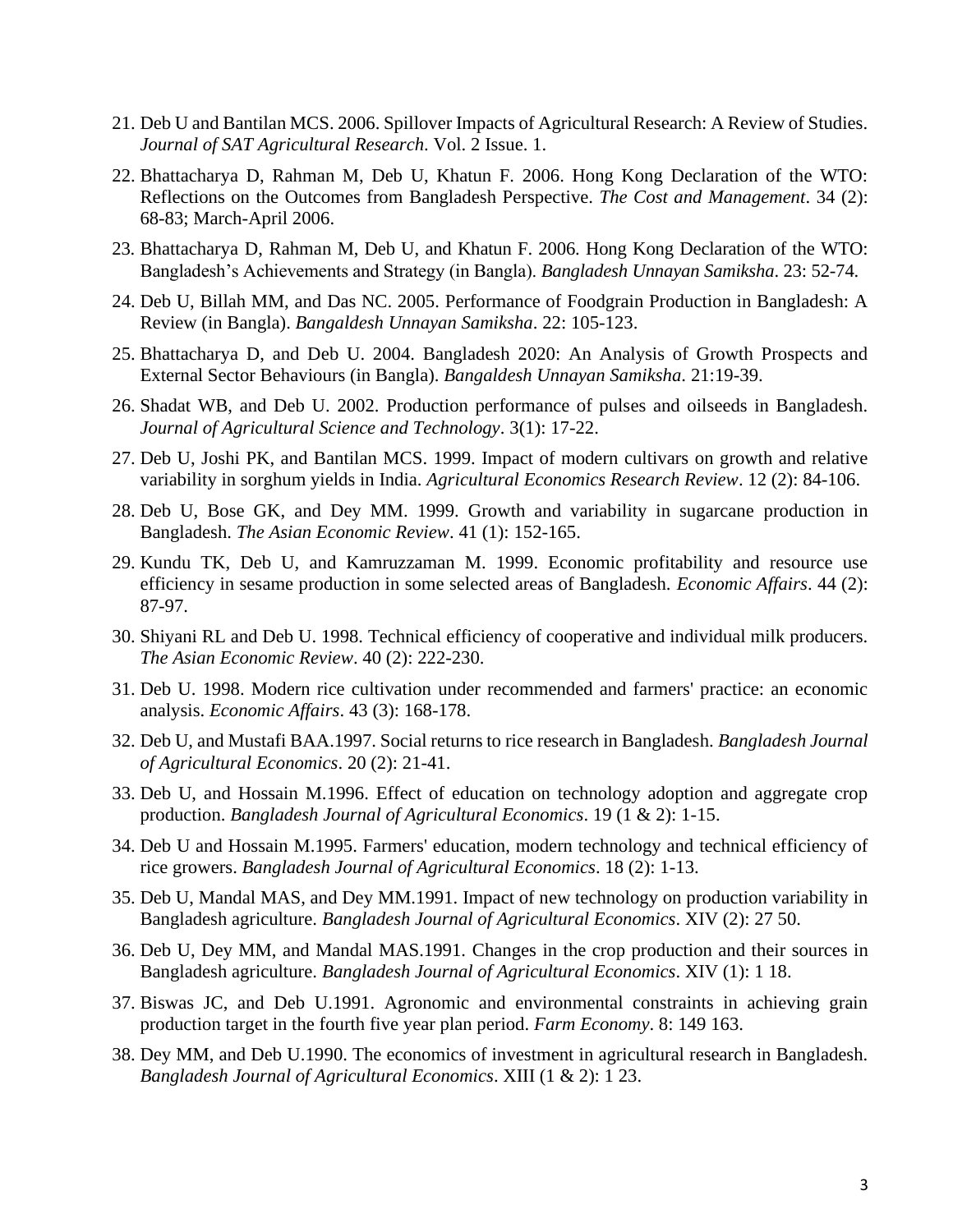21. Deb U and Bantilan MCS. 2006. Spillover Impacts of Agricultural Research: A Review of Studies. *Journal of SAT Agricultural Research*. Vol. 2 Issue. 1.
22. Bhattacharya D, Rahman M, Deb U, Khatun F. 2006. Hong Kong Declaration of the WTO: Reflections on the Outcomes from Bangladesh Perspective. *The Cost and Management*. 34 (2): 68-83; March-April 2006.
23. Bhattacharya D, Rahman M, Deb U, and Khatun F. 2006. Hong Kong Declaration of the WTO: Bangladesh's Achievements and Strategy (in Bangla). *Bangladesh Unnayan Samiksha*. 23: 52-74.
24. Deb U, Billah MM, and Das NC. 2005. Performance of Foodgrain Production in Bangladesh: A Review (in Bangla). *Bangaldesh Unnayan Samiksha*. 22: 105-123.
25. Bhattacharya D, and Deb U. 2004. Bangladesh 2020: An Analysis of Growth Prospects and External Sector Behaviours (in Bangla). *Bangaldesh Unnayan Samiksha*. 21:19-39.
26. Shadat WB, and Deb U. 2002. Production performance of pulses and oilseeds in Bangladesh. *Journal of Agricultural Science and Technology*. 3(1): 17-22.
27. Deb U, Joshi PK, and Bantilan MCS. 1999. Impact of modern cultivars on growth and relative variability in sorghum yields in India. *Agricultural Economics Research Review*. 12 (2): 84-106.
28. Deb U, Bose GK, and Dey MM. 1999. Growth and variability in sugarcane production in Bangladesh. *The Asian Economic Review*. 41 (1): 152-165.
29. Kundu TK, Deb U, and Kamruzzaman M. 1999. Economic profitability and resource use efficiency in sesame production in some selected areas of Bangladesh. *Economic Affairs*. 44 (2): 87-97.
30. Shiyani RL and Deb U. 1998. Technical efficiency of cooperative and individual milk producers. *The Asian Economic Review*. 40 (2): 222-230.
31. Deb U. 1998. Modern rice cultivation under recommended and farmers' practice: an economic analysis. *Economic Affairs*. 43 (3): 168-178.
32. Deb U, and Mustafi BAA.1997. Social returns to rice research in Bangladesh. *Bangladesh Journal of Agricultural Economics*. 20 (2): 21-41.
33. Deb U, and Hossain M.1996. Effect of education on technology adoption and aggregate crop production. *Bangladesh Journal of Agricultural Economics*. 19 (1 & 2): 1-15.
34. Deb U and Hossain M.1995. Farmers' education, modern technology and technical efficiency of rice growers. *Bangladesh Journal of Agricultural Economics*. 18 (2): 1-13.
35. Deb U, Mandal MAS, and Dey MM.1991. Impact of new technology on production variability in Bangladesh agriculture. *Bangladesh Journal of Agricultural Economics*. XIV (2): 27 50.
36. Deb U, Dey MM, and Mandal MAS.1991. Changes in the crop production and their sources in Bangladesh agriculture. *Bangladesh Journal of Agricultural Economics*. XIV (1): 1 18.
37. Biswas JC, and Deb U.1991. Agronomic and environmental constraints in achieving grain production target in the fourth five year plan period. *Farm Economy*. 8: 149 163.
38. Dey MM, and Deb U.1990. The economics of investment in agricultural research in Bangladesh. *Bangladesh Journal of Agricultural Economics*. XIII (1 & 2): 1 23.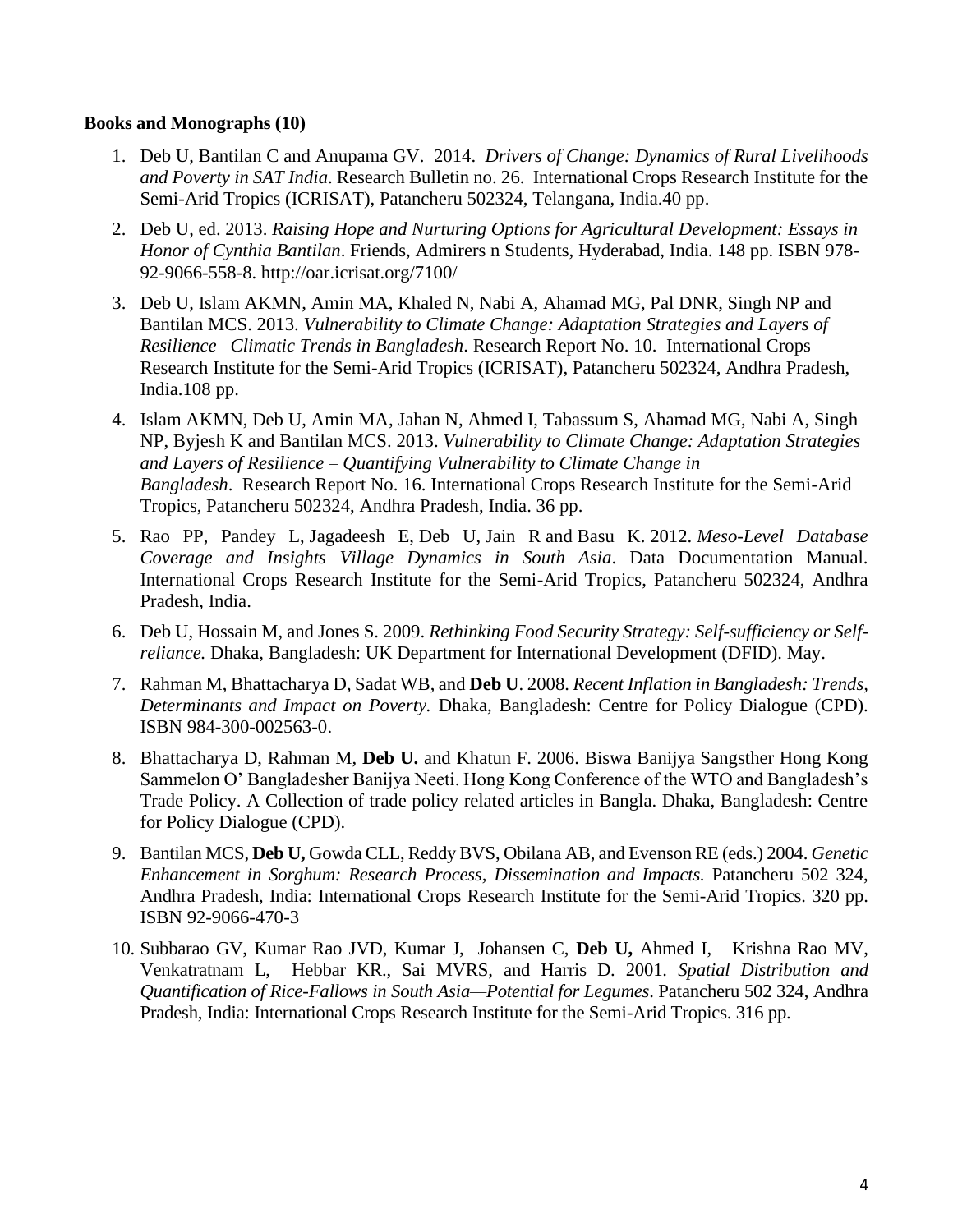**Books and Monographs (10)**

1. Deb U, Bantilan C and Anupama GV. 2014. *Drivers of Change: Dynamics of Rural Livelihoods and Poverty in SAT India*. Research Bulletin no. 26. International Crops Research Institute for the Semi-Arid Tropics (ICRISAT), Patancheru 502324, Telangana, India.40 pp.

2. Deb U, ed. 2013. *Raising Hope and Nurturing Options for Agricultural Development: Essays in Honor of Cynthia Bantilan*. Friends, Admirers n Students, Hyderabad, India. 148 pp. ISBN 978-92-9066-558-8. http://oar.icrisat.org/7100/

3. Deb U, Islam AKMN, Amin MA, Khaled N, Nabi A, Ahamad MG, Pal DNR, Singh NP and Bantilan MCS. 2013. *Vulnerability to Climate Change: Adaptation Strategies and Layers of Resilience –Climatic Trends in Bangladesh*. Research Report No. 10. International Crops Research Institute for the Semi-Arid Tropics (ICRISAT), Patancheru 502324, Andhra Pradesh, India.108 pp.

4. Islam AKMN, Deb U, Amin MA, Jahan N, Ahmed I, Tabassum S, Ahamad MG, Nabi A, Singh NP, Byjesh K and Bantilan MCS. 2013. *Vulnerability to Climate Change: Adaptation Strategies and Layers of Resilience – Quantifying Vulnerability to Climate Change in Bangladesh*. Research Report No. 16. International Crops Research Institute for the Semi-Arid Tropics, Patancheru 502324, Andhra Pradesh, India. 36 pp.

5. Rao PP, Pandey L, Jagadeesh E, Deb U, Jain R and Basu K. 2012. *Meso-Level Database Coverage and Insights Village Dynamics in South Asia*. Data Documentation Manual. International Crops Research Institute for the Semi-Arid Tropics, Patancheru 502324, Andhra Pradesh, India.

6. Deb U, Hossain M, and Jones S. 2009. *Rethinking Food Security Strategy: Self-sufficiency or Self-reliance.* Dhaka, Bangladesh: UK Department for International Development (DFID). May.

7. Rahman M, Bhattacharya D, Sadat WB, and **Deb U**. 2008. *Recent Inflation in Bangladesh: Trends, Determinants and Impact on Poverty.* Dhaka, Bangladesh: Centre for Policy Dialogue (CPD). ISBN 984-300-002563-0.

8. Bhattacharya D, Rahman M, **Deb U.** and Khatun F. 2006. Biswa Banijya Sangsther Hong Kong Sammelon O' Bangladesher Banijya Neeti. Hong Kong Conference of the WTO and Bangladesh's Trade Policy. A Collection of trade policy related articles in Bangla. Dhaka, Bangladesh: Centre for Policy Dialogue (CPD).

9. Bantilan MCS, **Deb U,** Gowda CLL, Reddy BVS, Obilana AB, and Evenson RE (eds.) 2004. *Genetic Enhancement in Sorghum: Research Process, Dissemination and Impacts.* Patancheru 502 324, Andhra Pradesh, India: International Crops Research Institute for the Semi-Arid Tropics. 320 pp. ISBN 92-9066-470-3

10. Subbarao GV, Kumar Rao JVD, Kumar J, Johansen C, **Deb U,** Ahmed I, Krishna Rao MV, Venkatratnam L, Hebbar KR., Sai MVRS, and Harris D. 2001. *Spatial Distribution and Quantification of Rice-Fallows in South Asia—Potential for Legumes*. Patancheru 502 324, Andhra Pradesh, India: International Crops Research Institute for the Semi-Arid Tropics. 316 pp.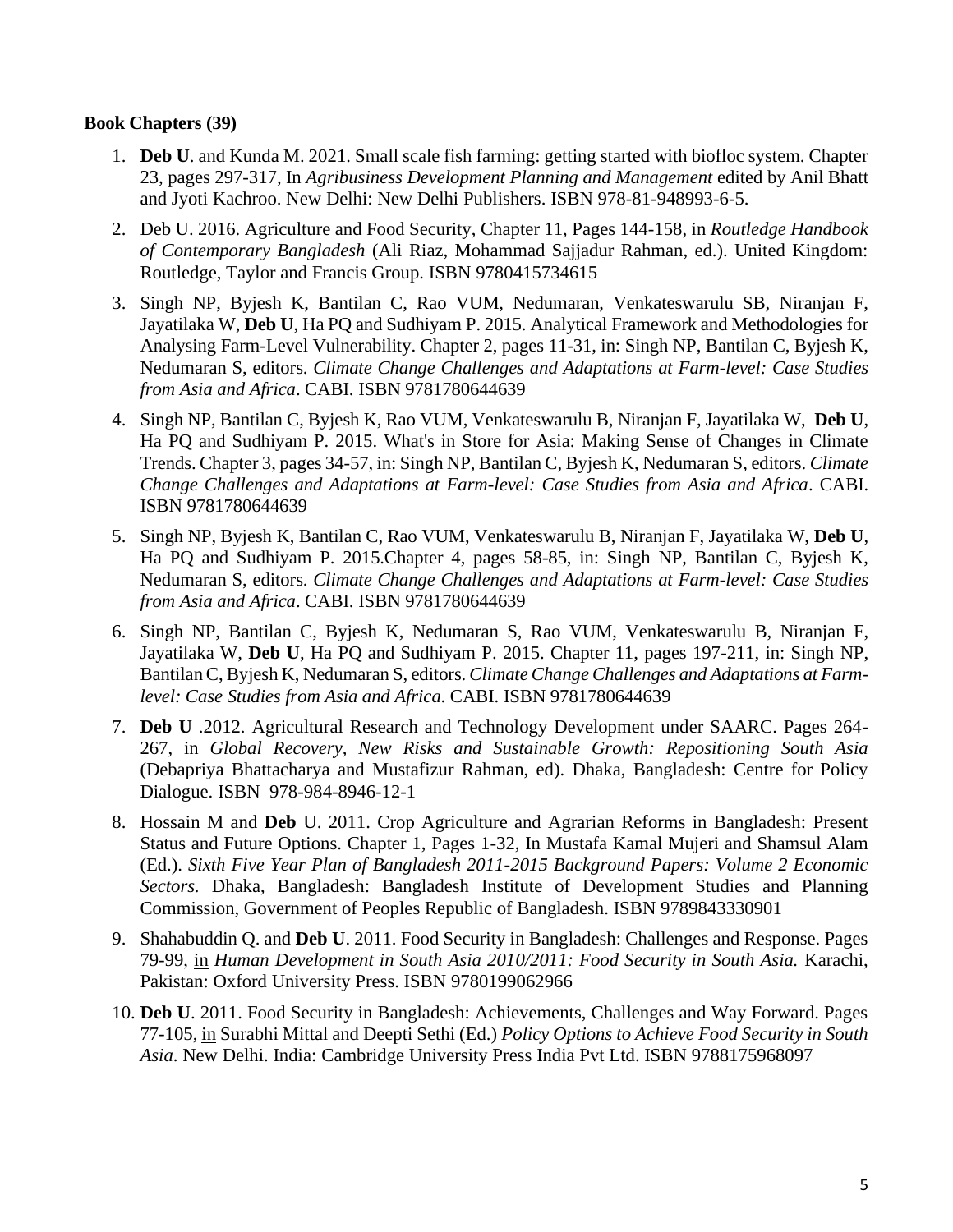**Book Chapters (39)**

1. **Deb U**. and Kunda M. 2021. Small scale fish farming: getting started with biofloc system. Chapter 23, pages 297-317, In *Agribusiness Development Planning and Management* edited by Anil Bhatt and Jyoti Kachroo. New Delhi: New Delhi Publishers. ISBN 978-81-948993-6-5.

2. Deb U. 2016. Agriculture and Food Security, Chapter 11, Pages 144-158, in *Routledge Handbook of Contemporary Bangladesh* (Ali Riaz, Mohammad Sajjadur Rahman, ed.). United Kingdom: Routledge, Taylor and Francis Group. ISBN 9780415734615

3. Singh NP, Byjesh K, Bantilan C, Rao VUM, Nedumaran, Venkateswarulu SB, Niranjan F, Jayatilaka W, **Deb U**, Ha PQ and Sudhiyam P. 2015. Analytical Framework and Methodologies for Analysing Farm-Level Vulnerability. Chapter 2, pages 11-31, in: Singh NP, Bantilan C, Byjesh K, Nedumaran S, editors. *Climate Change Challenges and Adaptations at Farm-level: Case Studies from Asia and Africa*. CABI. ISBN 9781780644639

4. Singh NP, Bantilan C, Byjesh K, Rao VUM, Venkateswarulu B, Niranjan F, Jayatilaka W, **Deb U**, Ha PQ and Sudhiyam P. 2015. What's in Store for Asia: Making Sense of Changes in Climate Trends. Chapter 3, pages 34-57, in: Singh NP, Bantilan C, Byjesh K, Nedumaran S, editors. *Climate Change Challenges and Adaptations at Farm-level: Case Studies from Asia and Africa*. CABI. ISBN 9781780644639

5. Singh NP, Byjesh K, Bantilan C, Rao VUM, Venkateswarulu B, Niranjan F, Jayatilaka W, **Deb U**, Ha PQ and Sudhiyam P. 2015.Chapter 4, pages 58-85, in: Singh NP, Bantilan C, Byjesh K, Nedumaran S, editors. *Climate Change Challenges and Adaptations at Farm-level: Case Studies from Asia and Africa*. CABI. ISBN 9781780644639

6. Singh NP, Bantilan C, Byjesh K, Nedumaran S, Rao VUM, Venkateswarulu B, Niranjan F, Jayatilaka W, **Deb U**, Ha PQ and Sudhiyam P. 2015. Chapter 11, pages 197-211, in: Singh NP, Bantilan C, Byjesh K, Nedumaran S, editors. *Climate Change Challenges and Adaptations at Farm-level: Case Studies from Asia and Africa*. CABI. ISBN 9781780644639

7. **Deb U** .2012. Agricultural Research and Technology Development under SAARC. Pages 264-267, in *Global Recovery, New Risks and Sustainable Growth: Repositioning South Asia* (Debapriya Bhattacharya and Mustafizur Rahman, ed). Dhaka, Bangladesh: Centre for Policy Dialogue. ISBN 978-984-8946-12-1

8. Hossain M and **Deb** U. 2011. Crop Agriculture and Agrarian Reforms in Bangladesh: Present Status and Future Options. Chapter 1, Pages 1-32, In Mustafa Kamal Mujeri and Shamsul Alam (Ed.). *Sixth Five Year Plan of Bangladesh 2011-2015 Background Papers: Volume 2 Economic Sectors.* Dhaka, Bangladesh: Bangladesh Institute of Development Studies and Planning Commission, Government of Peoples Republic of Bangladesh. ISBN 9789843330901

9. Shahabuddin Q. and **Deb U**. 2011. Food Security in Bangladesh: Challenges and Response. Pages 79-99, in *Human Development in South Asia 2010/2011: Food Security in South Asia.* Karachi, Pakistan: Oxford University Press. ISBN 9780199062966

10. **Deb U**. 2011. Food Security in Bangladesh: Achievements, Challenges and Way Forward. Pages 77-105, in Surabhi Mittal and Deepti Sethi (Ed.) *Policy Options to Achieve Food Security in South Asia*. New Delhi. India: Cambridge University Press India Pvt Ltd. ISBN 9788175968097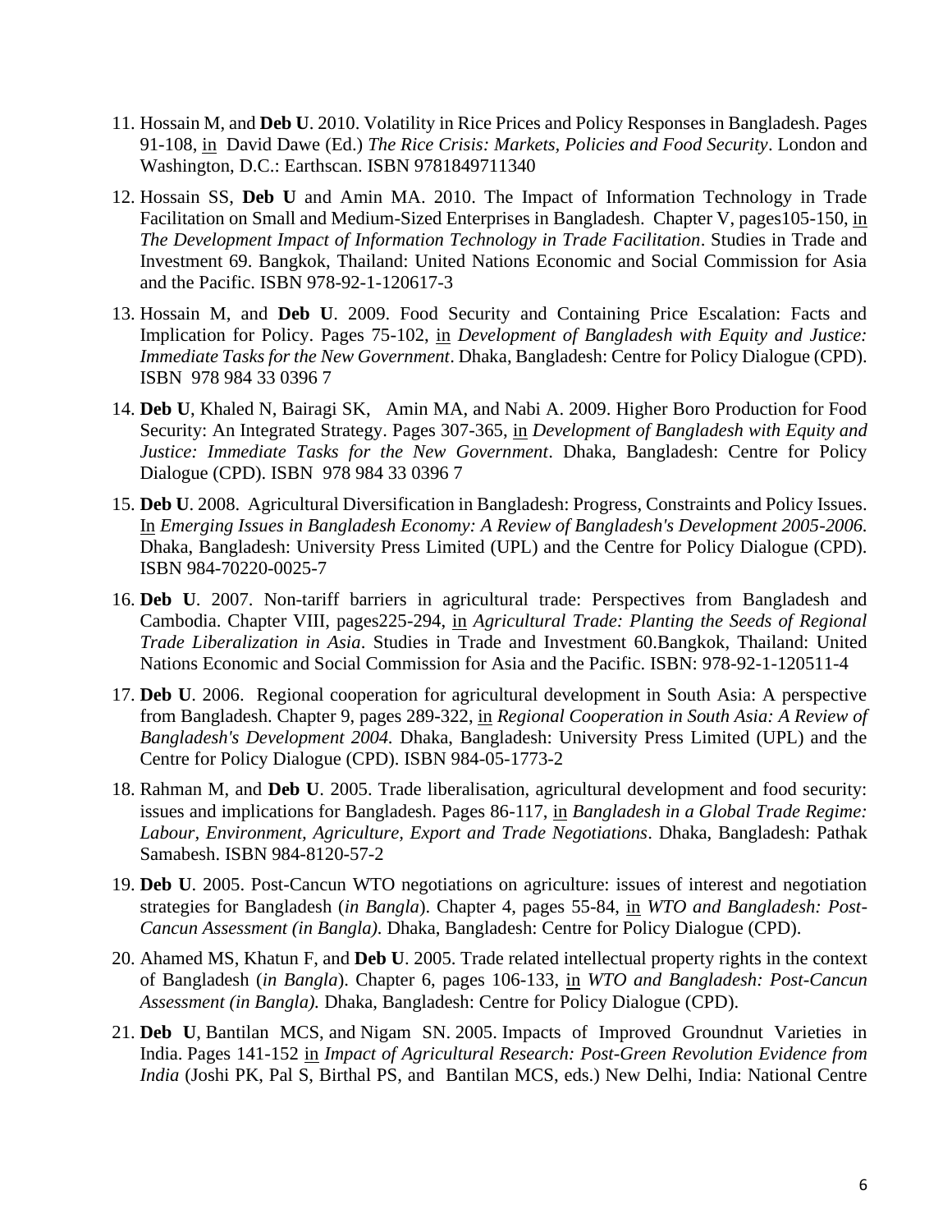11. Hossain M, and **Deb U**. 2010. Volatility in Rice Prices and Policy Responses in Bangladesh. Pages 91-108, in David Dawe (Ed.) *The Rice Crisis: Markets, Policies and Food Security*. London and Washington, D.C.: Earthscan. ISBN 9781849711340

12. Hossain SS, **Deb U** and Amin MA. 2010. The Impact of Information Technology in Trade Facilitation on Small and Medium-Sized Enterprises in Bangladesh. Chapter V, pages105-150, in *The Development Impact of Information Technology in Trade Facilitation*. Studies in Trade and Investment 69. Bangkok, Thailand: United Nations Economic and Social Commission for Asia and the Pacific. ISBN 978-92-1-120617-3

13. Hossain M, and **Deb U**. 2009. Food Security and Containing Price Escalation: Facts and Implication for Policy. Pages 75-102, in *Development of Bangladesh with Equity and Justice: Immediate Tasks for the New Government*. Dhaka, Bangladesh: Centre for Policy Dialogue (CPD). ISBN 978 984 33 0396 7

14. **Deb U**, Khaled N, Bairagi SK, Amin MA, and Nabi A. 2009. Higher Boro Production for Food Security: An Integrated Strategy. Pages 307-365, in *Development of Bangladesh with Equity and Justice: Immediate Tasks for the New Government*. Dhaka, Bangladesh: Centre for Policy Dialogue (CPD). ISBN 978 984 33 0396 7

15. **Deb U**. 2008. Agricultural Diversification in Bangladesh: Progress, Constraints and Policy Issues. In *Emerging Issues in Bangladesh Economy: A Review of Bangladesh's Development 2005-2006.* Dhaka, Bangladesh: University Press Limited (UPL) and the Centre for Policy Dialogue (CPD). ISBN 984-70220-0025-7

16. **Deb U**. 2007. Non-tariff barriers in agricultural trade: Perspectives from Bangladesh and Cambodia. Chapter VIII, pages225-294, in *Agricultural Trade: Planting the Seeds of Regional Trade Liberalization in Asia*. Studies in Trade and Investment 60.Bangkok, Thailand: United Nations Economic and Social Commission for Asia and the Pacific. ISBN: 978-92-1-120511-4

17. **Deb U**. 2006. Regional cooperation for agricultural development in South Asia: A perspective from Bangladesh. Chapter 9, pages 289-322, in *Regional Cooperation in South Asia: A Review of Bangladesh's Development 2004.* Dhaka, Bangladesh: University Press Limited (UPL) and the Centre for Policy Dialogue (CPD). ISBN 984-05-1773-2

18. Rahman M, and **Deb U**. 2005. Trade liberalisation, agricultural development and food security: issues and implications for Bangladesh. Pages 86-117, in *Bangladesh in a Global Trade Regime: Labour, Environment, Agriculture, Export and Trade Negotiations*. Dhaka, Bangladesh: Pathak Samabesh. ISBN 984-8120-57-2

19. **Deb U**. 2005. Post-Cancun WTO negotiations on agriculture: issues of interest and negotiation strategies for Bangladesh (*in Bangla*). Chapter 4, pages 55-84, in *WTO and Bangladesh: Post-Cancun Assessment (in Bangla).* Dhaka, Bangladesh: Centre for Policy Dialogue (CPD).

20. Ahamed MS, Khatun F, and **Deb U**. 2005. Trade related intellectual property rights in the context of Bangladesh (*in Bangla*). Chapter 6, pages 106-133, in *WTO and Bangladesh: Post-Cancun Assessment (in Bangla).* Dhaka, Bangladesh: Centre for Policy Dialogue (CPD).

21. **Deb U**, Bantilan MCS, and Nigam SN. 2005. Impacts of Improved Groundnut Varieties in India. Pages 141-152 in *Impact of Agricultural Research: Post-Green Revolution Evidence from India* (Joshi PK, Pal S, Birthal PS, and Bantilan MCS, eds.) New Delhi, India: National Centre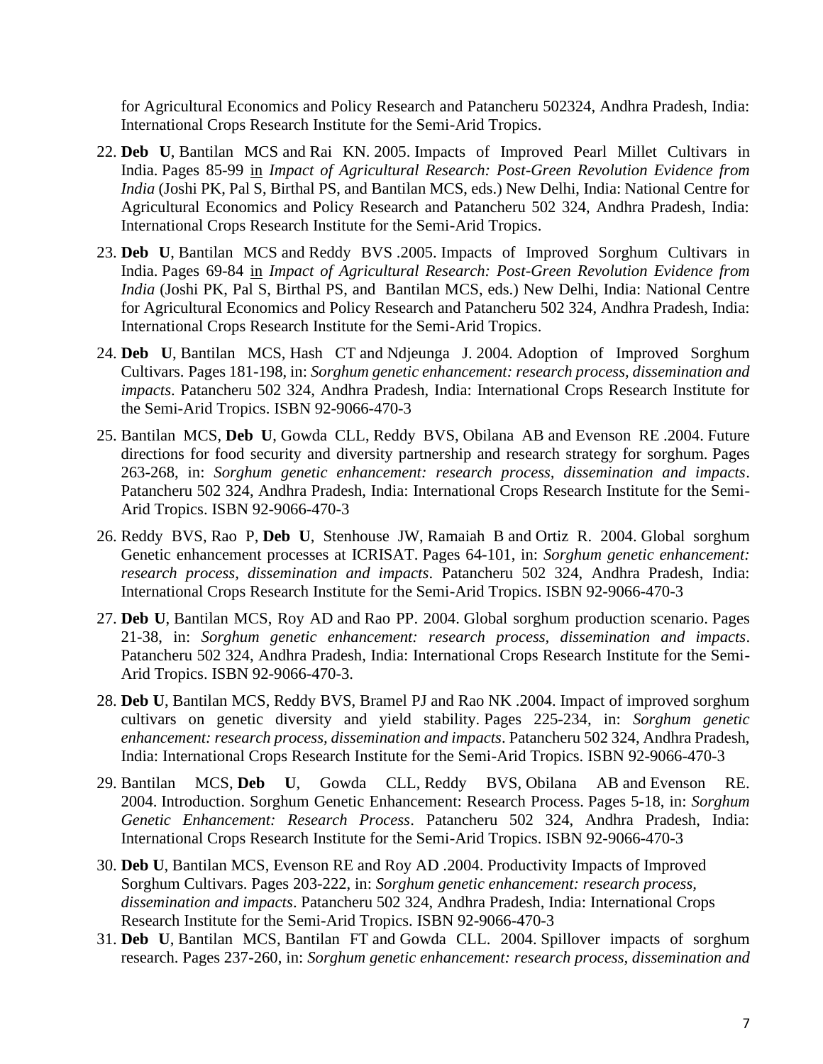for Agricultural Economics and Policy Research and Patancheru 502324, Andhra Pradesh, India: International Crops Research Institute for the Semi-Arid Tropics.

22. **Deb U**, Bantilan MCS and Rai KN. 2005. Impacts of Improved Pearl Millet Cultivars in India. Pages 85-99 in *Impact of Agricultural Research: Post-Green Revolution Evidence from India* (Joshi PK, Pal S, Birthal PS, and Bantilan MCS, eds.) New Delhi, India: National Centre for Agricultural Economics and Policy Research and Patancheru 502 324, Andhra Pradesh, India: International Crops Research Institute for the Semi-Arid Tropics.
23. **Deb U**, Bantilan MCS and Reddy BVS .2005. Impacts of Improved Sorghum Cultivars in India. Pages 69-84 in *Impact of Agricultural Research: Post-Green Revolution Evidence from India* (Joshi PK, Pal S, Birthal PS, and Bantilan MCS, eds.) New Delhi, India: National Centre for Agricultural Economics and Policy Research and Patancheru 502 324, Andhra Pradesh, India: International Crops Research Institute for the Semi-Arid Tropics.
24. **Deb U**, Bantilan MCS, Hash CT and Ndjeunga J. 2004. Adoption of Improved Sorghum Cultivars. Pages 181-198, in: *Sorghum genetic enhancement: research process, dissemination and impacts*. Patancheru 502 324, Andhra Pradesh, India: International Crops Research Institute for the Semi-Arid Tropics. ISBN 92-9066-470-3
25. Bantilan MCS, **Deb U**, Gowda CLL, Reddy BVS, Obilana AB and Evenson RE .2004. Future directions for food security and diversity partnership and research strategy for sorghum. Pages 263-268, in: *Sorghum genetic enhancement: research process, dissemination and impacts*. Patancheru 502 324, Andhra Pradesh, India: International Crops Research Institute for the Semi-Arid Tropics. ISBN 92-9066-470-3
26. Reddy BVS, Rao P, **Deb U**, Stenhouse JW, Ramaiah B and Ortiz R. 2004. Global sorghum Genetic enhancement processes at ICRISAT. Pages 64-101, in: *Sorghum genetic enhancement: research process, dissemination and impacts*. Patancheru 502 324, Andhra Pradesh, India: International Crops Research Institute for the Semi-Arid Tropics. ISBN 92-9066-470-3
27. **Deb U**, Bantilan MCS, Roy AD and Rao PP. 2004. Global sorghum production scenario. Pages 21-38, in: *Sorghum genetic enhancement: research process, dissemination and impacts*. Patancheru 502 324, Andhra Pradesh, India: International Crops Research Institute for the Semi-Arid Tropics. ISBN 92-9066-470-3.
28. **Deb U**, Bantilan MCS, Reddy BVS, Bramel PJ and Rao NK .2004. Impact of improved sorghum cultivars on genetic diversity and yield stability. Pages 225-234, in: *Sorghum genetic enhancement: research process, dissemination and impacts*. Patancheru 502 324, Andhra Pradesh, India: International Crops Research Institute for the Semi-Arid Tropics. ISBN 92-9066-470-3
29. Bantilan MCS, **Deb U**, Gowda CLL, Reddy BVS, Obilana AB and Evenson RE. 2004. Introduction. Sorghum Genetic Enhancement: Research Process. Pages 5-18, in: *Sorghum Genetic Enhancement: Research Process*. Patancheru 502 324, Andhra Pradesh, India: International Crops Research Institute for the Semi-Arid Tropics. ISBN 92-9066-470-3
30. **Deb U**, Bantilan MCS, Evenson RE and Roy AD .2004. Productivity Impacts of Improved Sorghum Cultivars. Pages 203-222, in: *Sorghum genetic enhancement: research process, dissemination and impacts*. Patancheru 502 324, Andhra Pradesh, India: International Crops Research Institute for the Semi-Arid Tropics. ISBN 92-9066-470-3
31. **Deb U**, Bantilan MCS, Bantilan FT and Gowda CLL. 2004. Spillover impacts of sorghum research. Pages 237-260, in: *Sorghum genetic enhancement: research process, dissemination and*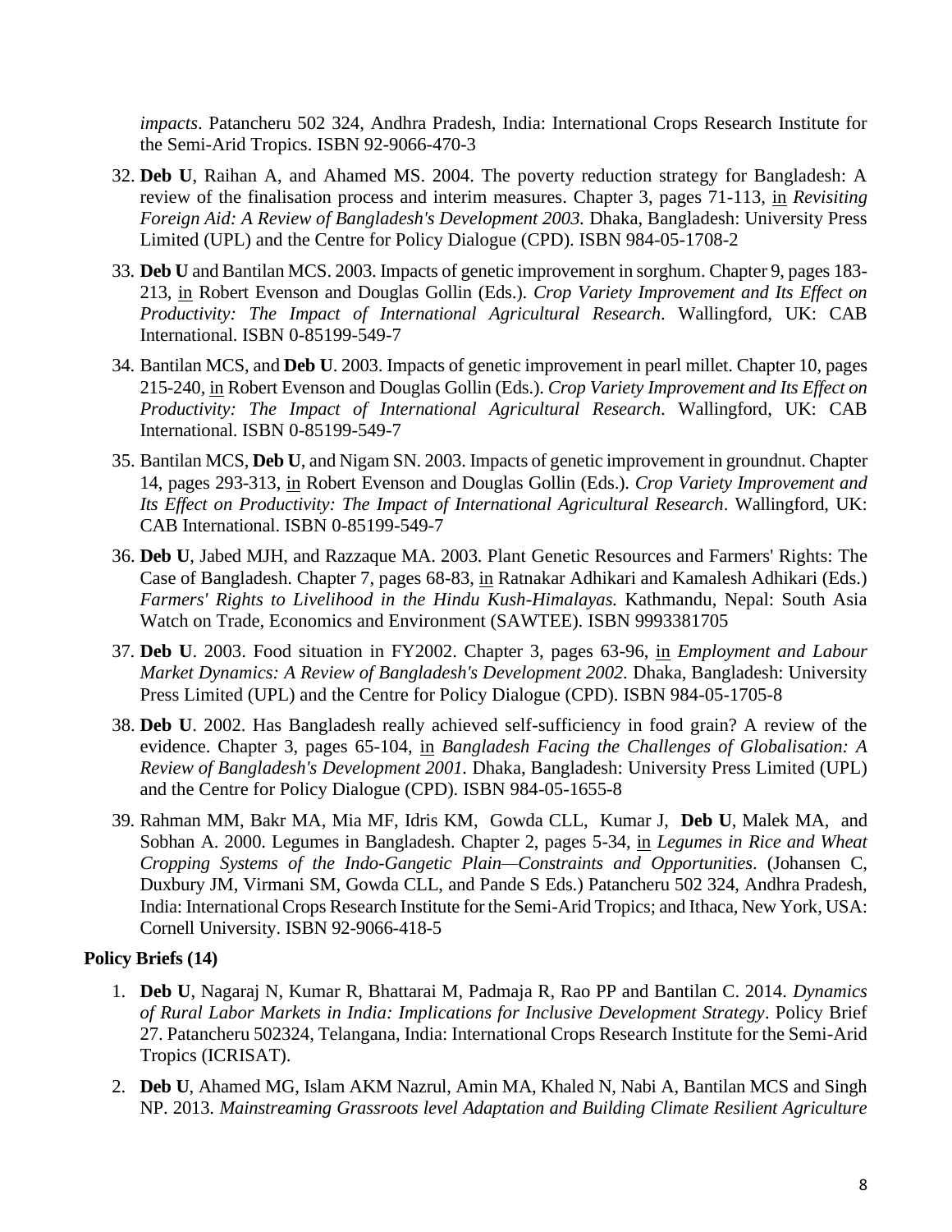*impacts*. Patancheru 502 324, Andhra Pradesh, India: International Crops Research Institute for the Semi-Arid Tropics. ISBN 92-9066-470-3

32. **Deb U**, Raihan A, and Ahamed MS. 2004. The poverty reduction strategy for Bangladesh: A review of the finalisation process and interim measures. Chapter 3, pages 71-113, in *Revisiting Foreign Aid: A Review of Bangladesh's Development 2003.* Dhaka, Bangladesh: University Press Limited (UPL) and the Centre for Policy Dialogue (CPD). ISBN 984-05-1708-2
33. **Deb U** and Bantilan MCS. 2003. Impacts of genetic improvement in sorghum. Chapter 9, pages 183-213, in Robert Evenson and Douglas Gollin (Eds.). *Crop Variety Improvement and Its Effect on Productivity: The Impact of International Agricultural Research*. Wallingford, UK: CAB International. ISBN 0-85199-549-7
34. Bantilan MCS, and **Deb U**. 2003. Impacts of genetic improvement in pearl millet. Chapter 10, pages 215-240, in Robert Evenson and Douglas Gollin (Eds.). *Crop Variety Improvement and Its Effect on Productivity: The Impact of International Agricultural Research*. Wallingford, UK: CAB International. ISBN 0-85199-549-7
35. Bantilan MCS, **Deb U**, and Nigam SN. 2003. Impacts of genetic improvement in groundnut. Chapter 14, pages 293-313, in Robert Evenson and Douglas Gollin (Eds.). *Crop Variety Improvement and Its Effect on Productivity: The Impact of International Agricultural Research*. Wallingford, UK: CAB International. ISBN 0-85199-549-7
36. **Deb U**, Jabed MJH, and Razzaque MA. 2003. Plant Genetic Resources and Farmers' Rights: The Case of Bangladesh. Chapter 7, pages 68-83, in Ratnakar Adhikari and Kamalesh Adhikari (Eds.) *Farmers' Rights to Livelihood in the Hindu Kush-Himalayas.* Kathmandu, Nepal: South Asia Watch on Trade, Economics and Environment (SAWTEE). ISBN 9993381705
37. **Deb U**. 2003. Food situation in FY2002. Chapter 3, pages 63-96, in *Employment and Labour Market Dynamics: A Review of Bangladesh's Development 2002.* Dhaka, Bangladesh: University Press Limited (UPL) and the Centre for Policy Dialogue (CPD). ISBN 984-05-1705-8
38. **Deb U**. 2002. Has Bangladesh really achieved self-sufficiency in food grain? A review of the evidence. Chapter 3, pages 65-104, in *Bangladesh Facing the Challenges of Globalisation: A Review of Bangladesh's Development 2001.* Dhaka, Bangladesh: University Press Limited (UPL) and the Centre for Policy Dialogue (CPD). ISBN 984-05-1655-8
39. Rahman MM, Bakr MA, Mia MF, Idris KM, Gowda CLL, Kumar J, **Deb U**, Malek MA, and Sobhan A. 2000. Legumes in Bangladesh. Chapter 2, pages 5-34, in *Legumes in Rice and Wheat Cropping Systems of the Indo-Gangetic Plain—Constraints and Opportunities*. (Johansen C, Duxbury JM, Virmani SM, Gowda CLL, and Pande S Eds.) Patancheru 502 324, Andhra Pradesh, India: International Crops Research Institute for the Semi-Arid Tropics; and Ithaca, New York, USA: Cornell University. ISBN 92-9066-418-5

**Policy Briefs (14)**

1. **Deb U**, Nagaraj N, Kumar R, Bhattarai M, Padmaja R, Rao PP and Bantilan C. 2014. *Dynamics of Rural Labor Markets in India: Implications for Inclusive Development Strategy*. Policy Brief 27. Patancheru 502324, Telangana, India: International Crops Research Institute for the Semi-Arid Tropics (ICRISAT).
2. **Deb U**, Ahamed MG, Islam AKM Nazrul, Amin MA, Khaled N, Nabi A, Bantilan MCS and Singh NP. 2013. *Mainstreaming Grassroots level Adaptation and Building Climate Resilient Agriculture*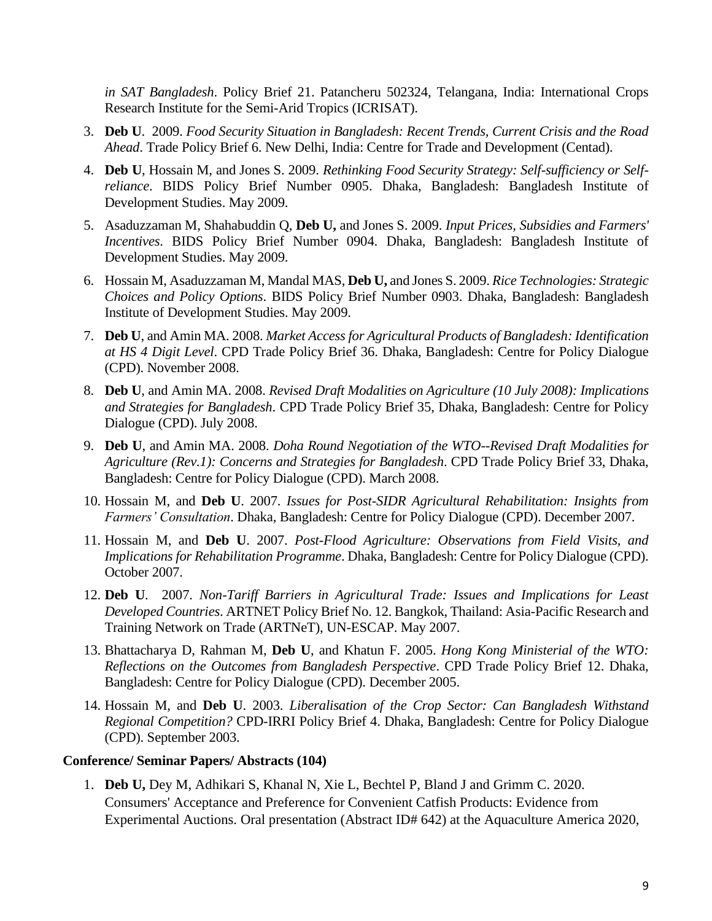*in SAT Bangladesh*. Policy Brief 21. Patancheru 502324, Telangana, India: International Crops Research Institute for the Semi-Arid Tropics (ICRISAT).

3. **Deb U**. 2009. *Food Security Situation in Bangladesh: Recent Trends, Current Crisis and the Road Ahead*. Trade Policy Brief 6. New Delhi, India: Centre for Trade and Development (Centad).

4. **Deb U**, Hossain M, and Jones S. 2009. *Rethinking Food Security Strategy: Self-sufficiency or Self-reliance*. BIDS Policy Brief Number 0905. Dhaka, Bangladesh: Bangladesh Institute of Development Studies. May 2009.

5. Asaduzzaman M, Shahabuddin Q, **Deb U,** and Jones S. 2009. *Input Prices, Subsidies and Farmers' Incentives*. BIDS Policy Brief Number 0904. Dhaka, Bangladesh: Bangladesh Institute of Development Studies. May 2009.

6. Hossain M, Asaduzzaman M, Mandal MAS, **Deb U,** and Jones S. 2009. *Rice Technologies: Strategic Choices and Policy Options*. BIDS Policy Brief Number 0903. Dhaka, Bangladesh: Bangladesh Institute of Development Studies. May 2009.

7. **Deb U**, and Amin MA. 2008. *Market Access for Agricultural Products of Bangladesh: Identification at HS 4 Digit Level*. CPD Trade Policy Brief 36. Dhaka, Bangladesh: Centre for Policy Dialogue (CPD). November 2008.

8. **Deb U**, and Amin MA. 2008. *Revised Draft Modalities on Agriculture (10 July 2008): Implications and Strategies for Bangladesh*. CPD Trade Policy Brief 35, Dhaka, Bangladesh: Centre for Policy Dialogue (CPD). July 2008.

9. **Deb U**, and Amin MA. 2008. *Doha Round Negotiation of the WTO--Revised Draft Modalities for Agriculture (Rev.1): Concerns and Strategies for Bangladesh*. CPD Trade Policy Brief 33, Dhaka, Bangladesh: Centre for Policy Dialogue (CPD). March 2008.

10. Hossain M, and **Deb U**. 2007. *Issues for Post-SIDR Agricultural Rehabilitation: Insights from Farmers' Consultation*. Dhaka, Bangladesh: Centre for Policy Dialogue (CPD). December 2007.

11. Hossain M, and **Deb U**. 2007. *Post-Flood Agriculture: Observations from Field Visits, and Implications for Rehabilitation Programme*. Dhaka, Bangladesh: Centre for Policy Dialogue (CPD). October 2007.

12. **Deb U**. 2007. *Non-Tariff Barriers in Agricultural Trade: Issues and Implications for Least Developed Countries*. ARTNET Policy Brief No. 12. Bangkok, Thailand: Asia-Pacific Research and Training Network on Trade (ARTNeT), UN-ESCAP. May 2007.

13. Bhattacharya D, Rahman M, **Deb U**, and Khatun F. 2005. *Hong Kong Ministerial of the WTO: Reflections on the Outcomes from Bangladesh Perspective*. CPD Trade Policy Brief 12. Dhaka, Bangladesh: Centre for Policy Dialogue (CPD). December 2005.

14. Hossain M, and **Deb U**. 2003. *Liberalisation of the Crop Sector: Can Bangladesh Withstand Regional Competition?* CPD-IRRI Policy Brief 4. Dhaka, Bangladesh: Centre for Policy Dialogue (CPD). September 2003.

**Conference/ Seminar Papers/ Abstracts (104)**

1. **Deb U,** Dey M, Adhikari S, Khanal N, Xie L, Bechtel P, Bland J and Grimm C. 2020. Consumers' Acceptance and Preference for Convenient Catfish Products: Evidence from Experimental Auctions. Oral presentation (Abstract ID# 642) at the Aquaculture America 2020,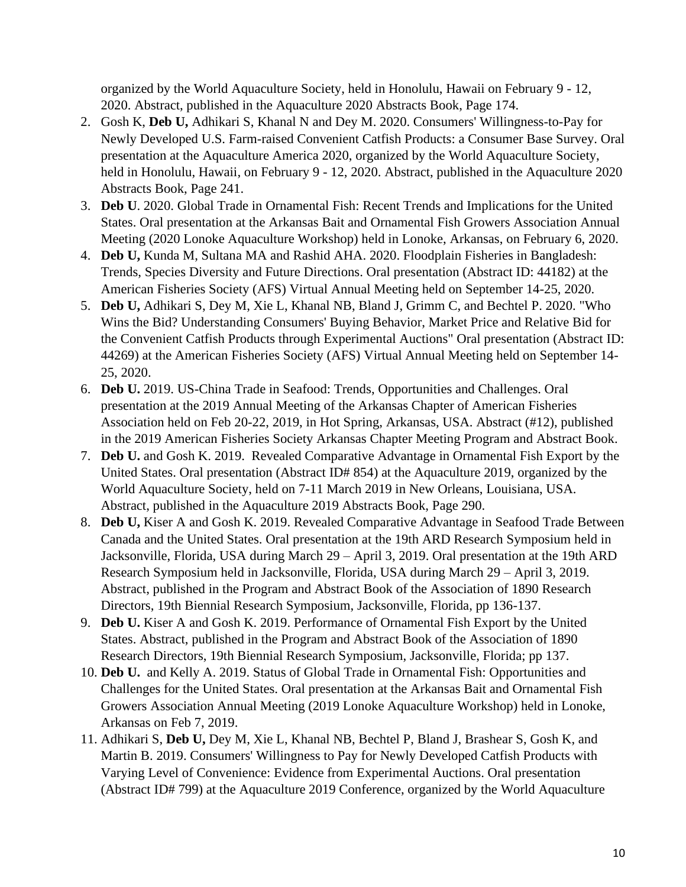organized by the World Aquaculture Society, held in Honolulu, Hawaii on February 9 - 12, 2020. Abstract, published in the Aquaculture 2020 Abstracts Book, Page 174.

2. Gosh K, **Deb U,** Adhikari S, Khanal N and Dey M. 2020. Consumers' Willingness-to-Pay for Newly Developed U.S. Farm-raised Convenient Catfish Products: a Consumer Base Survey. Oral presentation at the Aquaculture America 2020, organized by the World Aquaculture Society, held in Honolulu, Hawaii, on February 9 - 12, 2020. Abstract, published in the Aquaculture 2020 Abstracts Book, Page 241.
3. **Deb U**. 2020. Global Trade in Ornamental Fish: Recent Trends and Implications for the United States. Oral presentation at the Arkansas Bait and Ornamental Fish Growers Association Annual Meeting (2020 Lonoke Aquaculture Workshop) held in Lonoke, Arkansas, on February 6, 2020.
4. **Deb U,** Kunda M, Sultana MA and Rashid AHA. 2020. Floodplain Fisheries in Bangladesh: Trends, Species Diversity and Future Directions. Oral presentation (Abstract ID: 44182) at the American Fisheries Society (AFS) Virtual Annual Meeting held on September 14-25, 2020.
5. **Deb U,** Adhikari S, Dey M, Xie L, Khanal NB, Bland J, Grimm C, and Bechtel P. 2020. "Who Wins the Bid? Understanding Consumers' Buying Behavior, Market Price and Relative Bid for the Convenient Catfish Products through Experimental Auctions" Oral presentation (Abstract ID: 44269) at the American Fisheries Society (AFS) Virtual Annual Meeting held on September 14-25, 2020.
6. **Deb U.** 2019. US-China Trade in Seafood: Trends, Opportunities and Challenges. Oral presentation at the 2019 Annual Meeting of the Arkansas Chapter of American Fisheries Association held on Feb 20-22, 2019, in Hot Spring, Arkansas, USA. Abstract (#12), published in the 2019 American Fisheries Society Arkansas Chapter Meeting Program and Abstract Book.
7. **Deb U.** and Gosh K. 2019. Revealed Comparative Advantage in Ornamental Fish Export by the United States. Oral presentation (Abstract ID# 854) at the Aquaculture 2019, organized by the World Aquaculture Society, held on 7-11 March 2019 in New Orleans, Louisiana, USA. Abstract, published in the Aquaculture 2019 Abstracts Book, Page 290.
8. **Deb U,** Kiser A and Gosh K. 2019. Revealed Comparative Advantage in Seafood Trade Between Canada and the United States. Oral presentation at the 19th ARD Research Symposium held in Jacksonville, Florida, USA during March 29 – April 3, 2019. Oral presentation at the 19th ARD Research Symposium held in Jacksonville, Florida, USA during March 29 – April 3, 2019. Abstract, published in the Program and Abstract Book of the Association of 1890 Research Directors, 19th Biennial Research Symposium, Jacksonville, Florida, pp 136-137.
9. **Deb U.** Kiser A and Gosh K. 2019. Performance of Ornamental Fish Export by the United States. Abstract, published in the Program and Abstract Book of the Association of 1890 Research Directors, 19th Biennial Research Symposium, Jacksonville, Florida; pp 137.
10. **Deb U.** and Kelly A. 2019. Status of Global Trade in Ornamental Fish: Opportunities and Challenges for the United States. Oral presentation at the Arkansas Bait and Ornamental Fish Growers Association Annual Meeting (2019 Lonoke Aquaculture Workshop) held in Lonoke, Arkansas on Feb 7, 2019.
11. Adhikari S, **Deb U,** Dey M, Xie L, Khanal NB, Bechtel P, Bland J, Brashear S, Gosh K, and Martin B. 2019. Consumers' Willingness to Pay for Newly Developed Catfish Products with Varying Level of Convenience: Evidence from Experimental Auctions. Oral presentation (Abstract ID# 799) at the Aquaculture 2019 Conference, organized by the World Aquaculture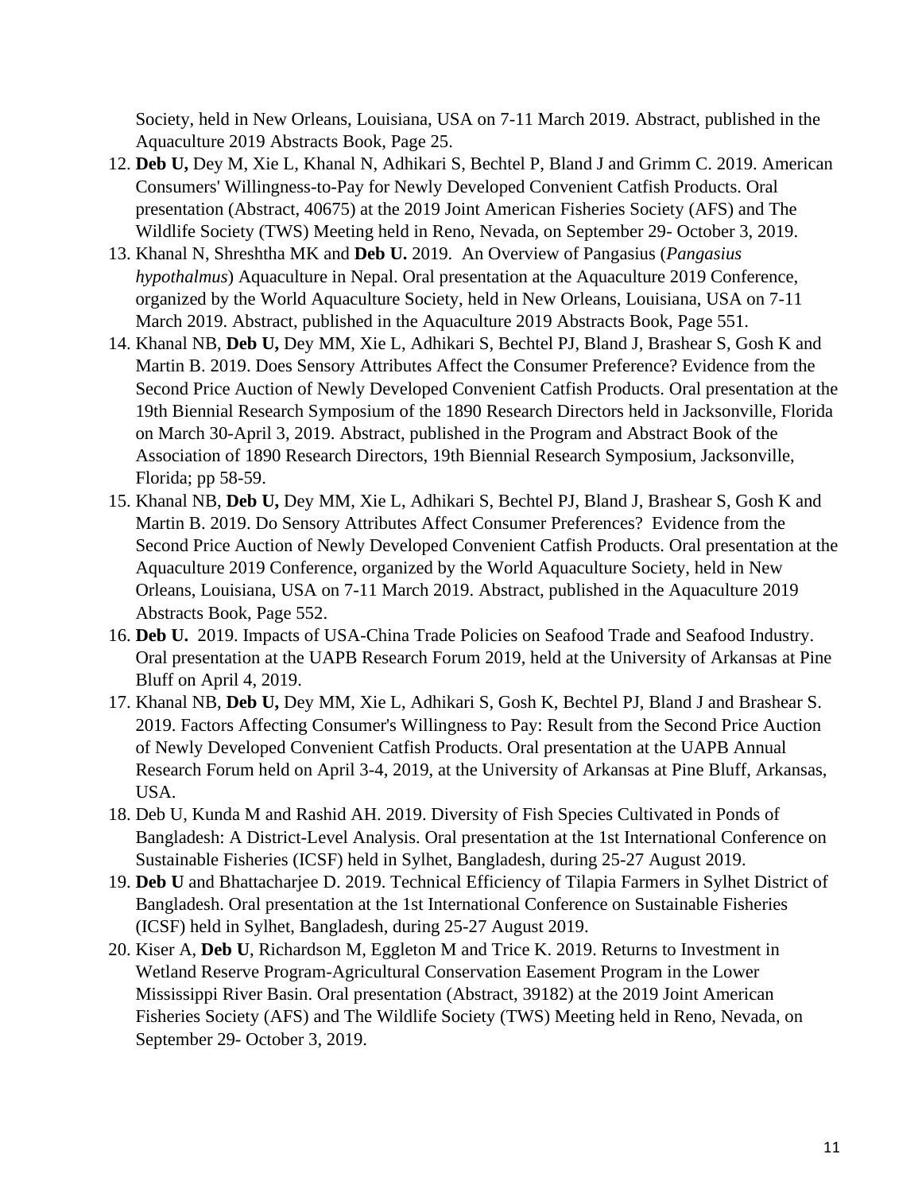Society, held in New Orleans, Louisiana, USA on 7-11 March 2019. Abstract, published in the Aquaculture 2019 Abstracts Book, Page 25.

12. **Deb U,** Dey M, Xie L, Khanal N, Adhikari S, Bechtel P, Bland J and Grimm C. 2019. American Consumers' Willingness-to-Pay for Newly Developed Convenient Catfish Products. Oral presentation (Abstract, 40675) at the 2019 Joint American Fisheries Society (AFS) and The Wildlife Society (TWS) Meeting held in Reno, Nevada, on September 29- October 3, 2019.
13. Khanal N, Shreshtha MK and **Deb U.** 2019. An Overview of Pangasius (*Pangasius hypothalmus*) Aquaculture in Nepal. Oral presentation at the Aquaculture 2019 Conference, organized by the World Aquaculture Society, held in New Orleans, Louisiana, USA on 7-11 March 2019. Abstract, published in the Aquaculture 2019 Abstracts Book, Page 551.
14. Khanal NB, **Deb U,** Dey MM, Xie L, Adhikari S, Bechtel PJ, Bland J, Brashear S, Gosh K and Martin B. 2019. Does Sensory Attributes Affect the Consumer Preference? Evidence from the Second Price Auction of Newly Developed Convenient Catfish Products. Oral presentation at the 19th Biennial Research Symposium of the 1890 Research Directors held in Jacksonville, Florida on March 30-April 3, 2019. Abstract, published in the Program and Abstract Book of the Association of 1890 Research Directors, 19th Biennial Research Symposium, Jacksonville, Florida; pp 58-59.
15. Khanal NB, **Deb U,** Dey MM, Xie L, Adhikari S, Bechtel PJ, Bland J, Brashear S, Gosh K and Martin B. 2019. Do Sensory Attributes Affect Consumer Preferences? Evidence from the Second Price Auction of Newly Developed Convenient Catfish Products. Oral presentation at the Aquaculture 2019 Conference, organized by the World Aquaculture Society, held in New Orleans, Louisiana, USA on 7-11 March 2019. Abstract, published in the Aquaculture 2019 Abstracts Book, Page 552.
16. **Deb U.** 2019. Impacts of USA-China Trade Policies on Seafood Trade and Seafood Industry. Oral presentation at the UAPB Research Forum 2019, held at the University of Arkansas at Pine Bluff on April 4, 2019.
17. Khanal NB, **Deb U,** Dey MM, Xie L, Adhikari S, Gosh K, Bechtel PJ, Bland J and Brashear S. 2019. Factors Affecting Consumer's Willingness to Pay: Result from the Second Price Auction of Newly Developed Convenient Catfish Products. Oral presentation at the UAPB Annual Research Forum held on April 3-4, 2019, at the University of Arkansas at Pine Bluff, Arkansas, USA.
18. Deb U, Kunda M and Rashid AH. 2019. Diversity of Fish Species Cultivated in Ponds of Bangladesh: A District-Level Analysis. Oral presentation at the 1st International Conference on Sustainable Fisheries (ICSF) held in Sylhet, Bangladesh, during 25-27 August 2019.
19. **Deb U** and Bhattacharjee D. 2019. Technical Efficiency of Tilapia Farmers in Sylhet District of Bangladesh. Oral presentation at the 1st International Conference on Sustainable Fisheries (ICSF) held in Sylhet, Bangladesh, during 25-27 August 2019.
20. Kiser A, **Deb U**, Richardson M, Eggleton M and Trice K. 2019. Returns to Investment in Wetland Reserve Program-Agricultural Conservation Easement Program in the Lower Mississippi River Basin. Oral presentation (Abstract, 39182) at the 2019 Joint American Fisheries Society (AFS) and The Wildlife Society (TWS) Meeting held in Reno, Nevada, on September 29- October 3, 2019.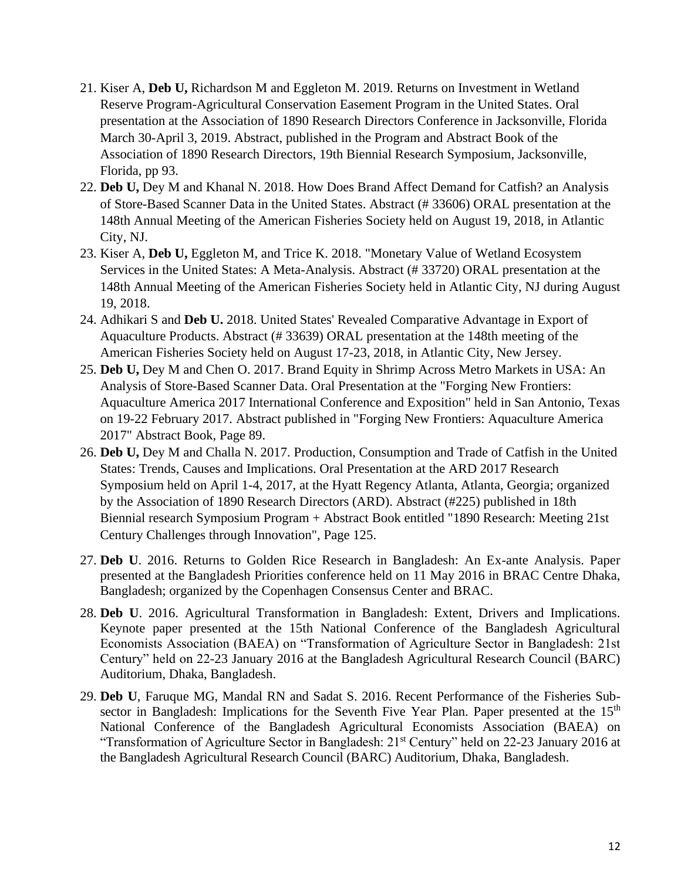21. Kiser A, **Deb U,** Richardson M and Eggleton M. 2019. Returns on Investment in Wetland Reserve Program-Agricultural Conservation Easement Program in the United States. Oral presentation at the Association of 1890 Research Directors Conference in Jacksonville, Florida March 30-April 3, 2019. Abstract, published in the Program and Abstract Book of the Association of 1890 Research Directors, 19th Biennial Research Symposium, Jacksonville, Florida, pp 93.
22. **Deb U,** Dey M and Khanal N. 2018. How Does Brand Affect Demand for Catfish? an Analysis of Store-Based Scanner Data in the United States. Abstract (# 33606) ORAL presentation at the 148th Annual Meeting of the American Fisheries Society held on August 19, 2018, in Atlantic City, NJ.
23. Kiser A, **Deb U,** Eggleton M, and Trice K. 2018. "Monetary Value of Wetland Ecosystem Services in the United States: A Meta-Analysis. Abstract (# 33720) ORAL presentation at the 148th Annual Meeting of the American Fisheries Society held in Atlantic City, NJ during August 19, 2018.
24. Adhikari S and **Deb U.** 2018. United States' Revealed Comparative Advantage in Export of Aquaculture Products. Abstract (# 33639) ORAL presentation at the 148th meeting of the American Fisheries Society held on August 17-23, 2018, in Atlantic City, New Jersey.
25. **Deb U,** Dey M and Chen O. 2017. Brand Equity in Shrimp Across Metro Markets in USA: An Analysis of Store-Based Scanner Data. Oral Presentation at the "Forging New Frontiers: Aquaculture America 2017 International Conference and Exposition" held in San Antonio, Texas on 19-22 February 2017. Abstract published in "Forging New Frontiers: Aquaculture America 2017" Abstract Book, Page 89.
26. **Deb U,** Dey M and Challa N. 2017. Production, Consumption and Trade of Catfish in the United States: Trends, Causes and Implications. Oral Presentation at the ARD 2017 Research Symposium held on April 1-4, 2017, at the Hyatt Regency Atlanta, Atlanta, Georgia; organized by the Association of 1890 Research Directors (ARD). Abstract (#225) published in 18th Biennial research Symposium Program + Abstract Book entitled "1890 Research: Meeting 21st Century Challenges through Innovation", Page 125.
27. **Deb U**. 2016. Returns to Golden Rice Research in Bangladesh: An Ex-ante Analysis. Paper presented at the Bangladesh Priorities conference held on 11 May 2016 in BRAC Centre Dhaka, Bangladesh; organized by the Copenhagen Consensus Center and BRAC.
28. **Deb U**. 2016. Agricultural Transformation in Bangladesh: Extent, Drivers and Implications. Keynote paper presented at the 15th National Conference of the Bangladesh Agricultural Economists Association (BAEA) on "Transformation of Agriculture Sector in Bangladesh: 21st Century" held on 22-23 January 2016 at the Bangladesh Agricultural Research Council (BARC) Auditorium, Dhaka, Bangladesh.
29. **Deb U**, Faruque MG, Mandal RN and Sadat S. 2016. Recent Performance of the Fisheries Sub-sector in Bangladesh: Implications for the Seventh Five Year Plan. Paper presented at the 15th National Conference of the Bangladesh Agricultural Economists Association (BAEA) on "Transformation of Agriculture Sector in Bangladesh: 21st Century" held on 22-23 January 2016 at the Bangladesh Agricultural Research Council (BARC) Auditorium, Dhaka, Bangladesh.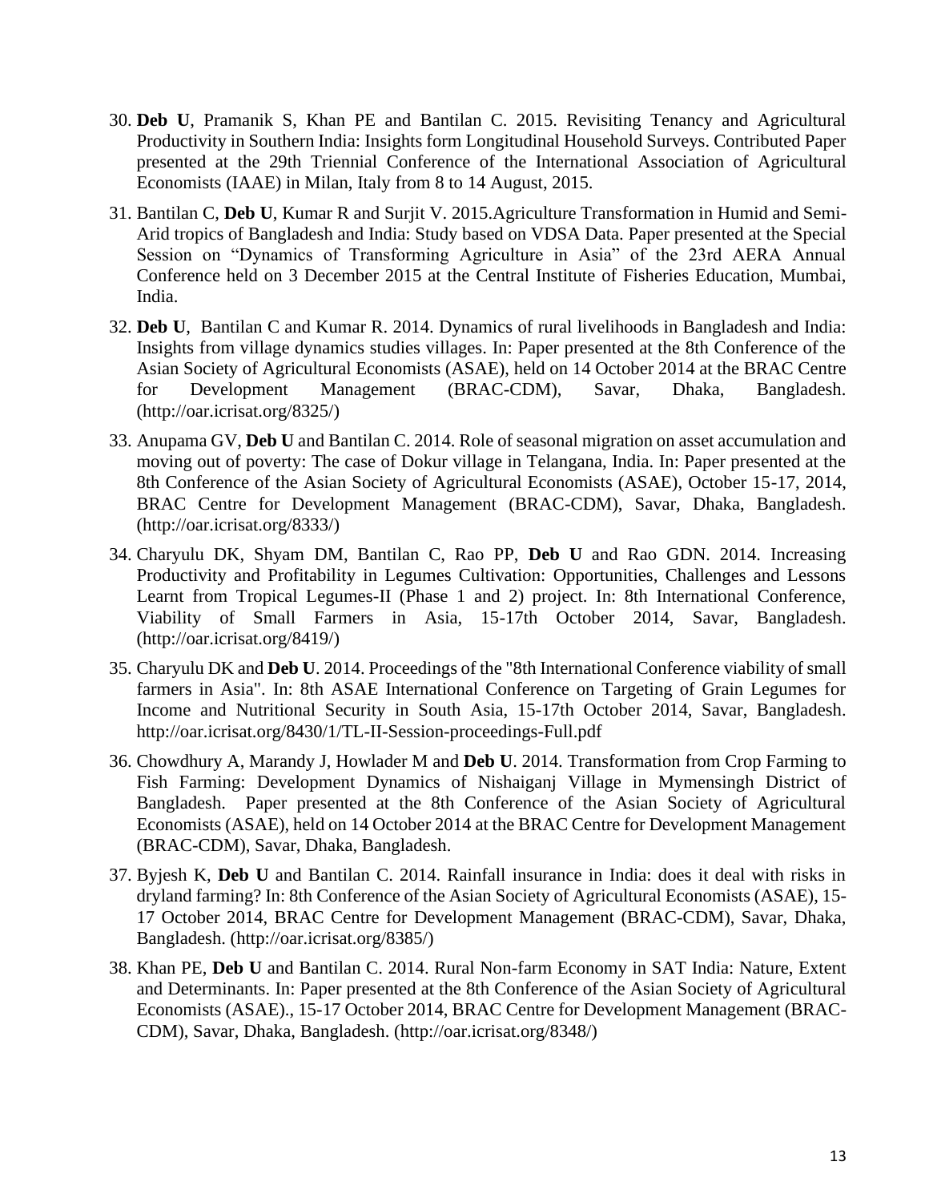30. **Deb U**, Pramanik S, Khan PE and Bantilan C. 2015. Revisiting Tenancy and Agricultural Productivity in Southern India: Insights form Longitudinal Household Surveys. Contributed Paper presented at the 29th Triennial Conference of the International Association of Agricultural Economists (IAAE) in Milan, Italy from 8 to 14 August, 2015.

31. Bantilan C, **Deb U**, Kumar R and Surjit V. 2015.Agriculture Transformation in Humid and Semi-Arid tropics of Bangladesh and India: Study based on VDSA Data. Paper presented at the Special Session on "Dynamics of Transforming Agriculture in Asia" of the 23rd AERA Annual Conference held on 3 December 2015 at the Central Institute of Fisheries Education, Mumbai, India.

32. **Deb U**, Bantilan C and Kumar R. 2014. Dynamics of rural livelihoods in Bangladesh and India: Insights from village dynamics studies villages. In: Paper presented at the 8th Conference of the Asian Society of Agricultural Economists (ASAE), held on 14 October 2014 at the BRAC Centre for Development Management (BRAC-CDM), Savar, Dhaka, Bangladesh. (http://oar.icrisat.org/8325/)

33. Anupama GV, **Deb U** and Bantilan C. 2014. Role of seasonal migration on asset accumulation and moving out of poverty: The case of Dokur village in Telangana, India. In: Paper presented at the 8th Conference of the Asian Society of Agricultural Economists (ASAE), October 15-17, 2014, BRAC Centre for Development Management (BRAC-CDM), Savar, Dhaka, Bangladesh. (http://oar.icrisat.org/8333/)

34. Charyulu DK, Shyam DM, Bantilan C, Rao PP, **Deb U** and Rao GDN. 2014. Increasing Productivity and Profitability in Legumes Cultivation: Opportunities, Challenges and Lessons Learnt from Tropical Legumes-II (Phase 1 and 2) project. In: 8th International Conference, Viability of Small Farmers in Asia, 15-17th October 2014, Savar, Bangladesh. (http://oar.icrisat.org/8419/)

35. Charyulu DK and **Deb U**. 2014. Proceedings of the "8th International Conference viability of small farmers in Asia". In: 8th ASAE International Conference on Targeting of Grain Legumes for Income and Nutritional Security in South Asia, 15-17th October 2014, Savar, Bangladesh. http://oar.icrisat.org/8430/1/TL-II-Session-proceedings-Full.pdf

36. Chowdhury A, Marandy J, Howlader M and **Deb U**. 2014. Transformation from Crop Farming to Fish Farming: Development Dynamics of Nishaiganj Village in Mymensingh District of Bangladesh. Paper presented at the 8th Conference of the Asian Society of Agricultural Economists (ASAE), held on 14 October 2014 at the BRAC Centre for Development Management (BRAC-CDM), Savar, Dhaka, Bangladesh.

37. Byjesh K, **Deb U** and Bantilan C. 2014. Rainfall insurance in India: does it deal with risks in dryland farming? In: 8th Conference of the Asian Society of Agricultural Economists (ASAE), 15-17 October 2014, BRAC Centre for Development Management (BRAC-CDM), Savar, Dhaka, Bangladesh. (http://oar.icrisat.org/8385/)

38. Khan PE, **Deb U** and Bantilan C. 2014. Rural Non-farm Economy in SAT India: Nature, Extent and Determinants. In: Paper presented at the 8th Conference of the Asian Society of Agricultural Economists (ASAE)., 15-17 October 2014, BRAC Centre for Development Management (BRAC-CDM), Savar, Dhaka, Bangladesh. (http://oar.icrisat.org/8348/)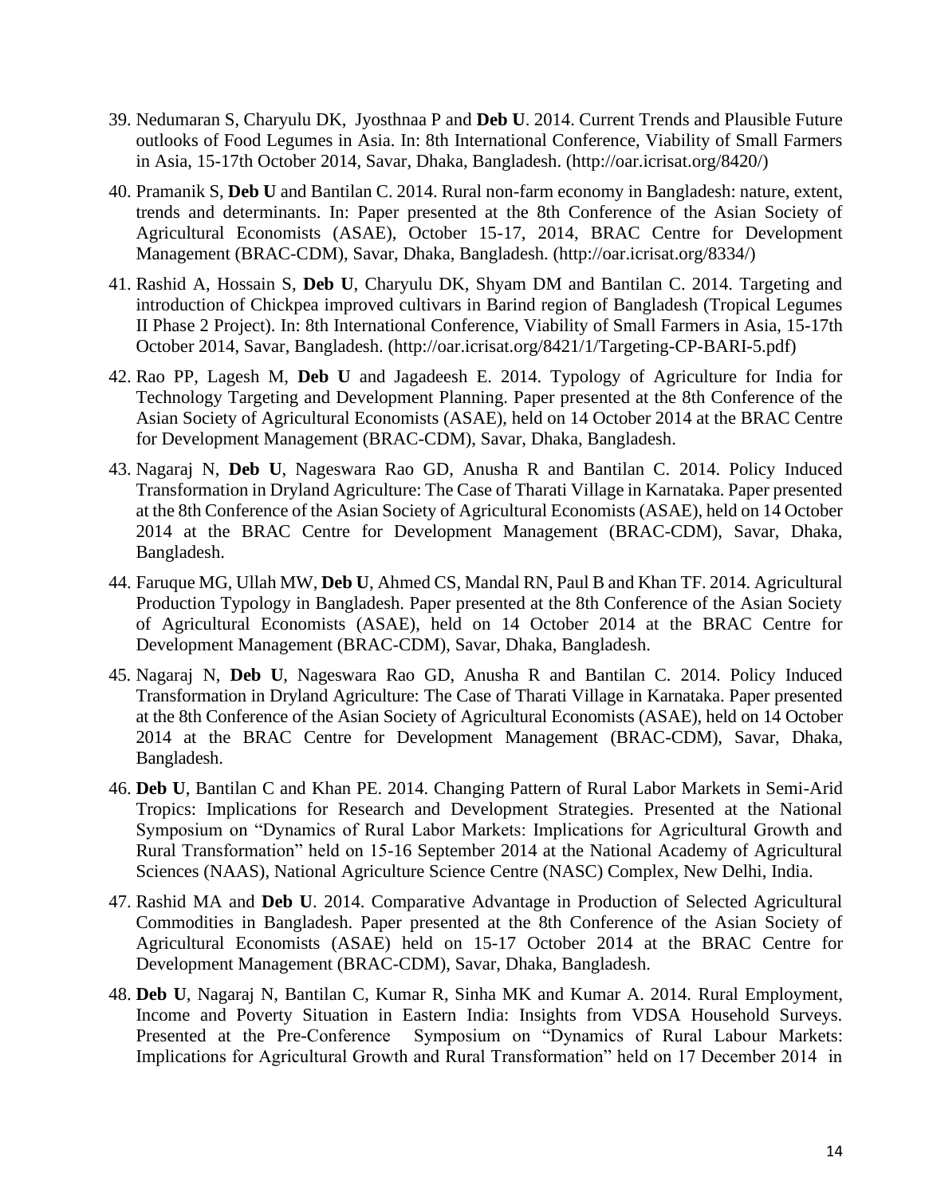39. Nedumaran S, Charyulu DK, Jyosthnaa P and **Deb U**. 2014. Current Trends and Plausible Future outlooks of Food Legumes in Asia. In: 8th International Conference, Viability of Small Farmers in Asia, 15-17th October 2014, Savar, Dhaka, Bangladesh. (http://oar.icrisat.org/8420/)

40. Pramanik S, **Deb U** and Bantilan C. 2014. Rural non-farm economy in Bangladesh: nature, extent, trends and determinants. In: Paper presented at the 8th Conference of the Asian Society of Agricultural Economists (ASAE), October 15-17, 2014, BRAC Centre for Development Management (BRAC-CDM), Savar, Dhaka, Bangladesh. (http://oar.icrisat.org/8334/)

41. Rashid A, Hossain S, **Deb U**, Charyulu DK, Shyam DM and Bantilan C. 2014. Targeting and introduction of Chickpea improved cultivars in Barind region of Bangladesh (Tropical Legumes II Phase 2 Project). In: 8th International Conference, Viability of Small Farmers in Asia, 15-17th October 2014, Savar, Bangladesh. (http://oar.icrisat.org/8421/1/Targeting-CP-BARI-5.pdf)

42. Rao PP, Lagesh M, **Deb U** and Jagadeesh E. 2014. Typology of Agriculture for India for Technology Targeting and Development Planning. Paper presented at the 8th Conference of the Asian Society of Agricultural Economists (ASAE), held on 14 October 2014 at the BRAC Centre for Development Management (BRAC-CDM), Savar, Dhaka, Bangladesh.

43. Nagaraj N, **Deb U**, Nageswara Rao GD, Anusha R and Bantilan C. 2014. Policy Induced Transformation in Dryland Agriculture: The Case of Tharati Village in Karnataka. Paper presented at the 8th Conference of the Asian Society of Agricultural Economists (ASAE), held on 14 October 2014 at the BRAC Centre for Development Management (BRAC-CDM), Savar, Dhaka, Bangladesh.

44. Faruque MG, Ullah MW, **Deb U**, Ahmed CS, Mandal RN, Paul B and Khan TF. 2014. Agricultural Production Typology in Bangladesh. Paper presented at the 8th Conference of the Asian Society of Agricultural Economists (ASAE), held on 14 October 2014 at the BRAC Centre for Development Management (BRAC-CDM), Savar, Dhaka, Bangladesh.

45. Nagaraj N, **Deb U**, Nageswara Rao GD, Anusha R and Bantilan C. 2014. Policy Induced Transformation in Dryland Agriculture: The Case of Tharati Village in Karnataka. Paper presented at the 8th Conference of the Asian Society of Agricultural Economists (ASAE), held on 14 October 2014 at the BRAC Centre for Development Management (BRAC-CDM), Savar, Dhaka, Bangladesh.

46. **Deb U**, Bantilan C and Khan PE. 2014. Changing Pattern of Rural Labor Markets in Semi-Arid Tropics: Implications for Research and Development Strategies. Presented at the National Symposium on "Dynamics of Rural Labor Markets: Implications for Agricultural Growth and Rural Transformation" held on 15-16 September 2014 at the National Academy of Agricultural Sciences (NAAS), National Agriculture Science Centre (NASC) Complex, New Delhi, India.

47. Rashid MA and **Deb U**. 2014. Comparative Advantage in Production of Selected Agricultural Commodities in Bangladesh. Paper presented at the 8th Conference of the Asian Society of Agricultural Economists (ASAE) held on 15-17 October 2014 at the BRAC Centre for Development Management (BRAC-CDM), Savar, Dhaka, Bangladesh.

48. **Deb U**, Nagaraj N, Bantilan C, Kumar R, Sinha MK and Kumar A. 2014. Rural Employment, Income and Poverty Situation in Eastern India: Insights from VDSA Household Surveys. Presented at the Pre-Conference Symposium on "Dynamics of Rural Labour Markets: Implications for Agricultural Growth and Rural Transformation" held on 17 December 2014 in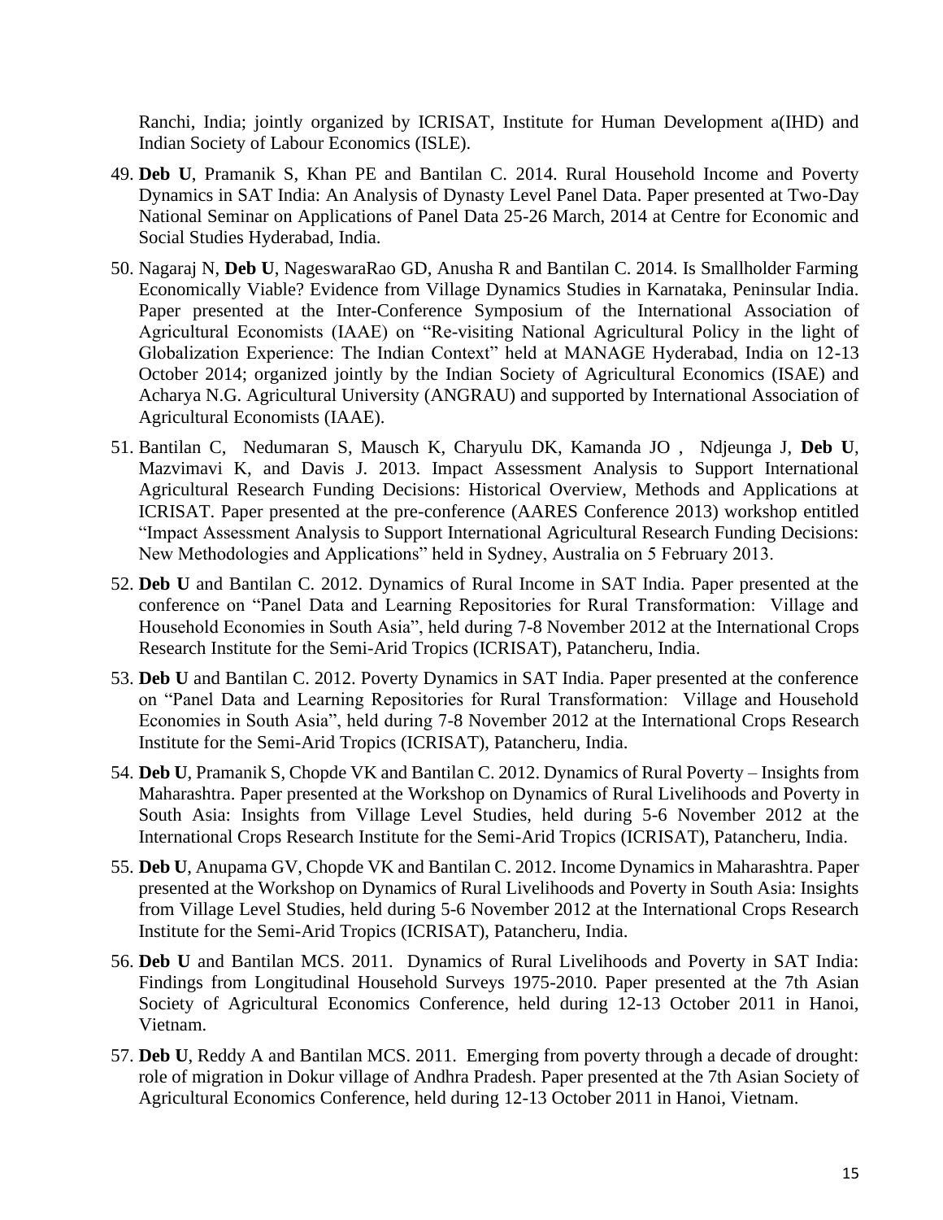Ranchi, India; jointly organized by ICRISAT, Institute for Human Development a(IHD) and Indian Society of Labour Economics (ISLE).

49. **Deb U**, Pramanik S, Khan PE and Bantilan C. 2014. Rural Household Income and Poverty Dynamics in SAT India: An Analysis of Dynasty Level Panel Data. Paper presented at Two-Day National Seminar on Applications of Panel Data 25-26 March, 2014 at Centre for Economic and Social Studies Hyderabad, India.
50. Nagaraj N, **Deb U**, NageswaraRao GD, Anusha R and Bantilan C. 2014. Is Smallholder Farming Economically Viable? Evidence from Village Dynamics Studies in Karnataka, Peninsular India. Paper presented at the Inter-Conference Symposium of the International Association of Agricultural Economists (IAAE) on "Re-visiting National Agricultural Policy in the light of Globalization Experience: The Indian Context" held at MANAGE Hyderabad, India on 12-13 October 2014; organized jointly by the Indian Society of Agricultural Economics (ISAE) and Acharya N.G. Agricultural University (ANGRAU) and supported by International Association of Agricultural Economists (IAAE).
51. Bantilan C, Nedumaran S, Mausch K, Charyulu DK, Kamanda JO , Ndjeunga J, **Deb U**, Mazvimavi K, and Davis J. 2013. Impact Assessment Analysis to Support International Agricultural Research Funding Decisions: Historical Overview, Methods and Applications at ICRISAT. Paper presented at the pre-conference (AARES Conference 2013) workshop entitled "Impact Assessment Analysis to Support International Agricultural Research Funding Decisions: New Methodologies and Applications" held in Sydney, Australia on 5 February 2013.
52. **Deb U** and Bantilan C. 2012. Dynamics of Rural Income in SAT India. Paper presented at the conference on "Panel Data and Learning Repositories for Rural Transformation: Village and Household Economies in South Asia", held during 7-8 November 2012 at the International Crops Research Institute for the Semi-Arid Tropics (ICRISAT), Patancheru, India.
53. **Deb U** and Bantilan C. 2012. Poverty Dynamics in SAT India. Paper presented at the conference on "Panel Data and Learning Repositories for Rural Transformation: Village and Household Economies in South Asia", held during 7-8 November 2012 at the International Crops Research Institute for the Semi-Arid Tropics (ICRISAT), Patancheru, India.
54. **Deb U**, Pramanik S, Chopde VK and Bantilan C. 2012. Dynamics of Rural Poverty – Insights from Maharashtra. Paper presented at the Workshop on Dynamics of Rural Livelihoods and Poverty in South Asia: Insights from Village Level Studies, held during 5-6 November 2012 at the International Crops Research Institute for the Semi-Arid Tropics (ICRISAT), Patancheru, India.
55. **Deb U**, Anupama GV, Chopde VK and Bantilan C. 2012. Income Dynamics in Maharashtra. Paper presented at the Workshop on Dynamics of Rural Livelihoods and Poverty in South Asia: Insights from Village Level Studies, held during 5-6 November 2012 at the International Crops Research Institute for the Semi-Arid Tropics (ICRISAT), Patancheru, India.
56. **Deb U** and Bantilan MCS. 2011. Dynamics of Rural Livelihoods and Poverty in SAT India: Findings from Longitudinal Household Surveys 1975-2010. Paper presented at the 7th Asian Society of Agricultural Economics Conference, held during 12-13 October 2011 in Hanoi, Vietnam.
57. **Deb U**, Reddy A and Bantilan MCS. 2011. Emerging from poverty through a decade of drought: role of migration in Dokur village of Andhra Pradesh. Paper presented at the 7th Asian Society of Agricultural Economics Conference, held during 12-13 October 2011 in Hanoi, Vietnam.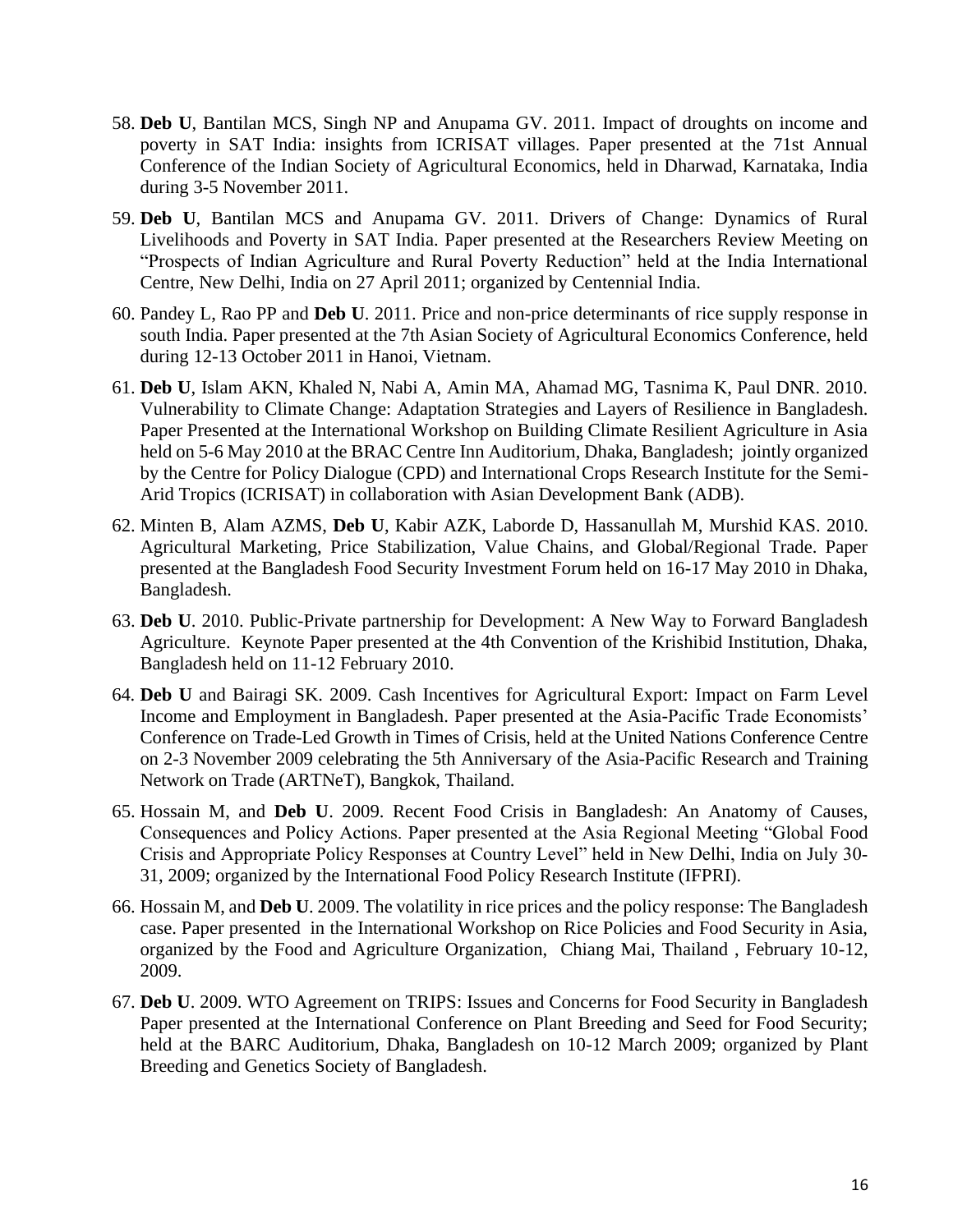58. **Deb U**, Bantilan MCS, Singh NP and Anupama GV. 2011. Impact of droughts on income and poverty in SAT India: insights from ICRISAT villages. Paper presented at the 71st Annual Conference of the Indian Society of Agricultural Economics, held in Dharwad, Karnataka, India during 3-5 November 2011.

59. **Deb U**, Bantilan MCS and Anupama GV. 2011. Drivers of Change: Dynamics of Rural Livelihoods and Poverty in SAT India. Paper presented at the Researchers Review Meeting on "Prospects of Indian Agriculture and Rural Poverty Reduction" held at the India International Centre, New Delhi, India on 27 April 2011; organized by Centennial India.

60. Pandey L, Rao PP and **Deb U**. 2011. Price and non-price determinants of rice supply response in south India. Paper presented at the 7th Asian Society of Agricultural Economics Conference, held during 12-13 October 2011 in Hanoi, Vietnam.

61. **Deb U**, Islam AKN, Khaled N, Nabi A, Amin MA, Ahamad MG, Tasnima K, Paul DNR. 2010. Vulnerability to Climate Change: Adaptation Strategies and Layers of Resilience in Bangladesh. Paper Presented at the International Workshop on Building Climate Resilient Agriculture in Asia held on 5-6 May 2010 at the BRAC Centre Inn Auditorium, Dhaka, Bangladesh; jointly organized by the Centre for Policy Dialogue (CPD) and International Crops Research Institute for the Semi-Arid Tropics (ICRISAT) in collaboration with Asian Development Bank (ADB).

62. Minten B, Alam AZMS, **Deb U**, Kabir AZK, Laborde D, Hassanullah M, Murshid KAS. 2010. Agricultural Marketing, Price Stabilization, Value Chains, and Global/Regional Trade. Paper presented at the Bangladesh Food Security Investment Forum held on 16-17 May 2010 in Dhaka, Bangladesh.

63. **Deb U**. 2010. Public-Private partnership for Development: A New Way to Forward Bangladesh Agriculture. Keynote Paper presented at the 4th Convention of the Krishibid Institution, Dhaka, Bangladesh held on 11-12 February 2010.

64. **Deb U** and Bairagi SK. 2009. Cash Incentives for Agricultural Export: Impact on Farm Level Income and Employment in Bangladesh. Paper presented at the Asia-Pacific Trade Economists' Conference on Trade-Led Growth in Times of Crisis, held at the United Nations Conference Centre on 2-3 November 2009 celebrating the 5th Anniversary of the Asia-Pacific Research and Training Network on Trade (ARTNeT), Bangkok, Thailand.

65. Hossain M, and **Deb U**. 2009. Recent Food Crisis in Bangladesh: An Anatomy of Causes, Consequences and Policy Actions. Paper presented at the Asia Regional Meeting "Global Food Crisis and Appropriate Policy Responses at Country Level" held in New Delhi, India on July 30-31, 2009; organized by the International Food Policy Research Institute (IFPRI).

66. Hossain M, and **Deb U**. 2009. The volatility in rice prices and the policy response: The Bangladesh case. Paper presented in the International Workshop on Rice Policies and Food Security in Asia, organized by the Food and Agriculture Organization, Chiang Mai, Thailand , February 10-12, 2009.

67. **Deb U**. 2009. WTO Agreement on TRIPS: Issues and Concerns for Food Security in Bangladesh Paper presented at the International Conference on Plant Breeding and Seed for Food Security; held at the BARC Auditorium, Dhaka, Bangladesh on 10-12 March 2009; organized by Plant Breeding and Genetics Society of Bangladesh.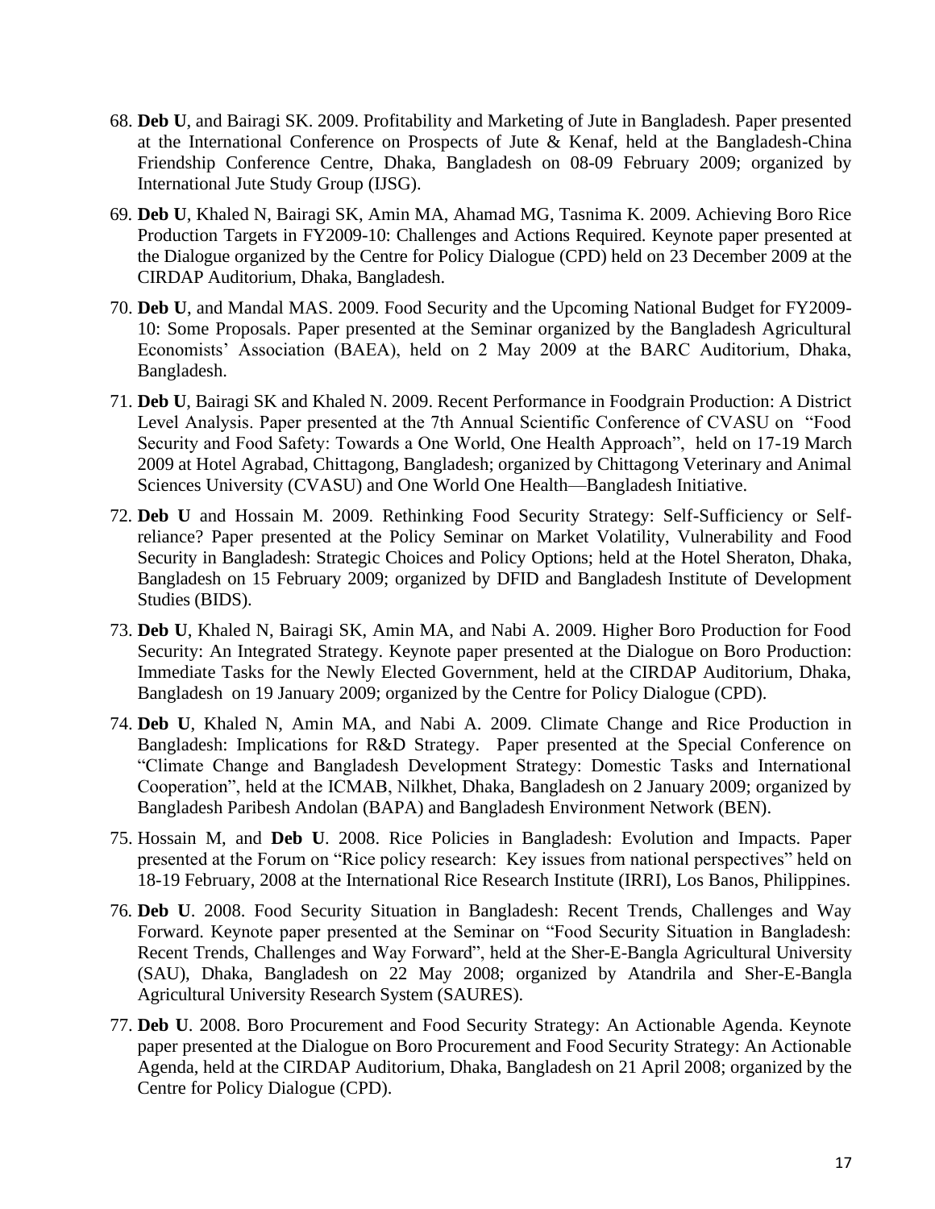68. **Deb U**, and Bairagi SK. 2009. Profitability and Marketing of Jute in Bangladesh. Paper presented at the International Conference on Prospects of Jute & Kenaf, held at the Bangladesh-China Friendship Conference Centre, Dhaka, Bangladesh on 08-09 February 2009; organized by International Jute Study Group (IJSG).

69. **Deb U**, Khaled N, Bairagi SK, Amin MA, Ahamad MG, Tasnima K. 2009. Achieving Boro Rice Production Targets in FY2009-10: Challenges and Actions Required. Keynote paper presented at the Dialogue organized by the Centre for Policy Dialogue (CPD) held on 23 December 2009 at the CIRDAP Auditorium, Dhaka, Bangladesh.

70. **Deb U**, and Mandal MAS. 2009. Food Security and the Upcoming National Budget for FY2009-10: Some Proposals. Paper presented at the Seminar organized by the Bangladesh Agricultural Economists' Association (BAEA), held on 2 May 2009 at the BARC Auditorium, Dhaka, Bangladesh.

71. **Deb U**, Bairagi SK and Khaled N. 2009. Recent Performance in Foodgrain Production: A District Level Analysis. Paper presented at the 7th Annual Scientific Conference of CVASU on "Food Security and Food Safety: Towards a One World, One Health Approach", held on 17-19 March 2009 at Hotel Agrabad, Chittagong, Bangladesh; organized by Chittagong Veterinary and Animal Sciences University (CVASU) and One World One Health—Bangladesh Initiative.

72. **Deb U** and Hossain M. 2009. Rethinking Food Security Strategy: Self-Sufficiency or Self-reliance? Paper presented at the Policy Seminar on Market Volatility, Vulnerability and Food Security in Bangladesh: Strategic Choices and Policy Options; held at the Hotel Sheraton, Dhaka, Bangladesh on 15 February 2009; organized by DFID and Bangladesh Institute of Development Studies (BIDS).

73. **Deb U**, Khaled N, Bairagi SK, Amin MA, and Nabi A. 2009. Higher Boro Production for Food Security: An Integrated Strategy. Keynote paper presented at the Dialogue on Boro Production: Immediate Tasks for the Newly Elected Government, held at the CIRDAP Auditorium, Dhaka, Bangladesh on 19 January 2009; organized by the Centre for Policy Dialogue (CPD).

74. **Deb U**, Khaled N, Amin MA, and Nabi A. 2009. Climate Change and Rice Production in Bangladesh: Implications for R&D Strategy. Paper presented at the Special Conference on "Climate Change and Bangladesh Development Strategy: Domestic Tasks and International Cooperation", held at the ICMAB, Nilkhet, Dhaka, Bangladesh on 2 January 2009; organized by Bangladesh Paribesh Andolan (BAPA) and Bangladesh Environment Network (BEN).

75. Hossain M, and **Deb U**. 2008. Rice Policies in Bangladesh: Evolution and Impacts. Paper presented at the Forum on "Rice policy research: Key issues from national perspectives" held on 18-19 February, 2008 at the International Rice Research Institute (IRRI), Los Banos, Philippines.

76. **Deb U**. 2008. Food Security Situation in Bangladesh: Recent Trends, Challenges and Way Forward. Keynote paper presented at the Seminar on "Food Security Situation in Bangladesh: Recent Trends, Challenges and Way Forward", held at the Sher-E-Bangla Agricultural University (SAU), Dhaka, Bangladesh on 22 May 2008; organized by Atandrila and Sher-E-Bangla Agricultural University Research System (SAURES).

77. **Deb U**. 2008. Boro Procurement and Food Security Strategy: An Actionable Agenda. Keynote paper presented at the Dialogue on Boro Procurement and Food Security Strategy: An Actionable Agenda, held at the CIRDAP Auditorium, Dhaka, Bangladesh on 21 April 2008; organized by the Centre for Policy Dialogue (CPD).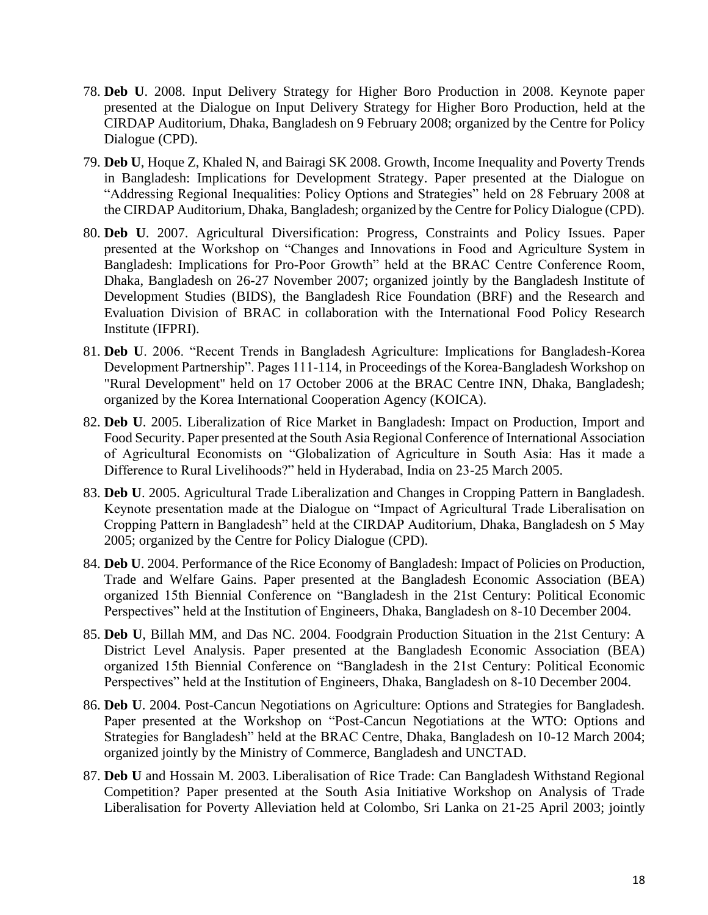78. **Deb U**. 2008. Input Delivery Strategy for Higher Boro Production in 2008. Keynote paper presented at the Dialogue on Input Delivery Strategy for Higher Boro Production, held at the CIRDAP Auditorium, Dhaka, Bangladesh on 9 February 2008; organized by the Centre for Policy Dialogue (CPD).

79. **Deb U**, Hoque Z, Khaled N, and Bairagi SK 2008. Growth, Income Inequality and Poverty Trends in Bangladesh: Implications for Development Strategy. Paper presented at the Dialogue on "Addressing Regional Inequalities: Policy Options and Strategies" held on 28 February 2008 at the CIRDAP Auditorium, Dhaka, Bangladesh; organized by the Centre for Policy Dialogue (CPD).

80. **Deb U**. 2007. Agricultural Diversification: Progress, Constraints and Policy Issues. Paper presented at the Workshop on "Changes and Innovations in Food and Agriculture System in Bangladesh: Implications for Pro-Poor Growth" held at the BRAC Centre Conference Room, Dhaka, Bangladesh on 26-27 November 2007; organized jointly by the Bangladesh Institute of Development Studies (BIDS), the Bangladesh Rice Foundation (BRF) and the Research and Evaluation Division of BRAC in collaboration with the International Food Policy Research Institute (IFPRI).

81. **Deb U**. 2006. "Recent Trends in Bangladesh Agriculture: Implications for Bangladesh-Korea Development Partnership". Pages 111-114, in Proceedings of the Korea-Bangladesh Workshop on "Rural Development" held on 17 October 2006 at the BRAC Centre INN, Dhaka, Bangladesh; organized by the Korea International Cooperation Agency (KOICA).

82. **Deb U**. 2005. Liberalization of Rice Market in Bangladesh: Impact on Production, Import and Food Security. Paper presented at the South Asia Regional Conference of International Association of Agricultural Economists on "Globalization of Agriculture in South Asia: Has it made a Difference to Rural Livelihoods?" held in Hyderabad, India on 23-25 March 2005.

83. **Deb U**. 2005. Agricultural Trade Liberalization and Changes in Cropping Pattern in Bangladesh. Keynote presentation made at the Dialogue on "Impact of Agricultural Trade Liberalisation on Cropping Pattern in Bangladesh" held at the CIRDAP Auditorium, Dhaka, Bangladesh on 5 May 2005; organized by the Centre for Policy Dialogue (CPD).

84. **Deb U**. 2004. Performance of the Rice Economy of Bangladesh: Impact of Policies on Production, Trade and Welfare Gains. Paper presented at the Bangladesh Economic Association (BEA) organized 15th Biennial Conference on "Bangladesh in the 21st Century: Political Economic Perspectives" held at the Institution of Engineers, Dhaka, Bangladesh on 8-10 December 2004.

85. **Deb U**, Billah MM, and Das NC. 2004. Foodgrain Production Situation in the 21st Century: A District Level Analysis. Paper presented at the Bangladesh Economic Association (BEA) organized 15th Biennial Conference on "Bangladesh in the 21st Century: Political Economic Perspectives" held at the Institution of Engineers, Dhaka, Bangladesh on 8-10 December 2004.

86. **Deb U**. 2004. Post-Cancun Negotiations on Agriculture: Options and Strategies for Bangladesh. Paper presented at the Workshop on "Post-Cancun Negotiations at the WTO: Options and Strategies for Bangladesh" held at the BRAC Centre, Dhaka, Bangladesh on 10-12 March 2004; organized jointly by the Ministry of Commerce, Bangladesh and UNCTAD.

87. **Deb U** and Hossain M. 2003. Liberalisation of Rice Trade: Can Bangladesh Withstand Regional Competition? Paper presented at the South Asia Initiative Workshop on Analysis of Trade Liberalisation for Poverty Alleviation held at Colombo, Sri Lanka on 21-25 April 2003; jointly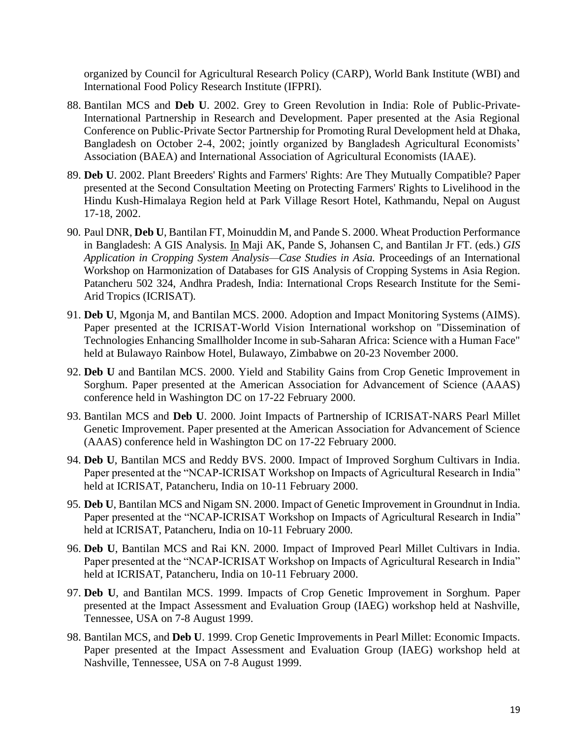organized by Council for Agricultural Research Policy (CARP), World Bank Institute (WBI) and International Food Policy Research Institute (IFPRI).

88. Bantilan MCS and **Deb U**. 2002. Grey to Green Revolution in India: Role of Public-Private-International Partnership in Research and Development. Paper presented at the Asia Regional Conference on Public-Private Sector Partnership for Promoting Rural Development held at Dhaka, Bangladesh on October 2-4, 2002; jointly organized by Bangladesh Agricultural Economists' Association (BAEA) and International Association of Agricultural Economists (IAAE).

89. **Deb U**. 2002. Plant Breeders' Rights and Farmers' Rights: Are They Mutually Compatible? Paper presented at the Second Consultation Meeting on Protecting Farmers' Rights to Livelihood in the Hindu Kush-Himalaya Region held at Park Village Resort Hotel, Kathmandu, Nepal on August 17-18, 2002.

90. Paul DNR, **Deb U**, Bantilan FT, Moinuddin M, and Pande S. 2000. Wheat Production Performance in Bangladesh: A GIS Analysis. In Maji AK, Pande S, Johansen C, and Bantilan Jr FT. (eds.) *GIS Application in Cropping System Analysis—Case Studies in Asia.* Proceedings of an International Workshop on Harmonization of Databases for GIS Analysis of Cropping Systems in Asia Region. Patancheru 502 324, Andhra Pradesh, India: International Crops Research Institute for the Semi-Arid Tropics (ICRISAT).

91. **Deb U**, Mgonja M, and Bantilan MCS. 2000. Adoption and Impact Monitoring Systems (AIMS). Paper presented at the ICRISAT-World Vision International workshop on "Dissemination of Technologies Enhancing Smallholder Income in sub-Saharan Africa: Science with a Human Face" held at Bulawayo Rainbow Hotel, Bulawayo, Zimbabwe on 20-23 November 2000.

92. **Deb U** and Bantilan MCS. 2000. Yield and Stability Gains from Crop Genetic Improvement in Sorghum. Paper presented at the American Association for Advancement of Science (AAAS) conference held in Washington DC on 17-22 February 2000.

93. Bantilan MCS and **Deb U**. 2000. Joint Impacts of Partnership of ICRISAT-NARS Pearl Millet Genetic Improvement. Paper presented at the American Association for Advancement of Science (AAAS) conference held in Washington DC on 17-22 February 2000.

94. **Deb U**, Bantilan MCS and Reddy BVS. 2000. Impact of Improved Sorghum Cultivars in India. Paper presented at the "NCAP-ICRISAT Workshop on Impacts of Agricultural Research in India" held at ICRISAT, Patancheru, India on 10-11 February 2000.

95. **Deb U**, Bantilan MCS and Nigam SN. 2000. Impact of Genetic Improvement in Groundnut in India. Paper presented at the "NCAP-ICRISAT Workshop on Impacts of Agricultural Research in India" held at ICRISAT, Patancheru, India on 10-11 February 2000.

96. **Deb U**, Bantilan MCS and Rai KN. 2000. Impact of Improved Pearl Millet Cultivars in India. Paper presented at the "NCAP-ICRISAT Workshop on Impacts of Agricultural Research in India" held at ICRISAT, Patancheru, India on 10-11 February 2000.

97. **Deb U**, and Bantilan MCS. 1999. Impacts of Crop Genetic Improvement in Sorghum. Paper presented at the Impact Assessment and Evaluation Group (IAEG) workshop held at Nashville, Tennessee, USA on 7-8 August 1999.

98. Bantilan MCS, and **Deb U**. 1999. Crop Genetic Improvements in Pearl Millet: Economic Impacts. Paper presented at the Impact Assessment and Evaluation Group (IAEG) workshop held at Nashville, Tennessee, USA on 7-8 August 1999.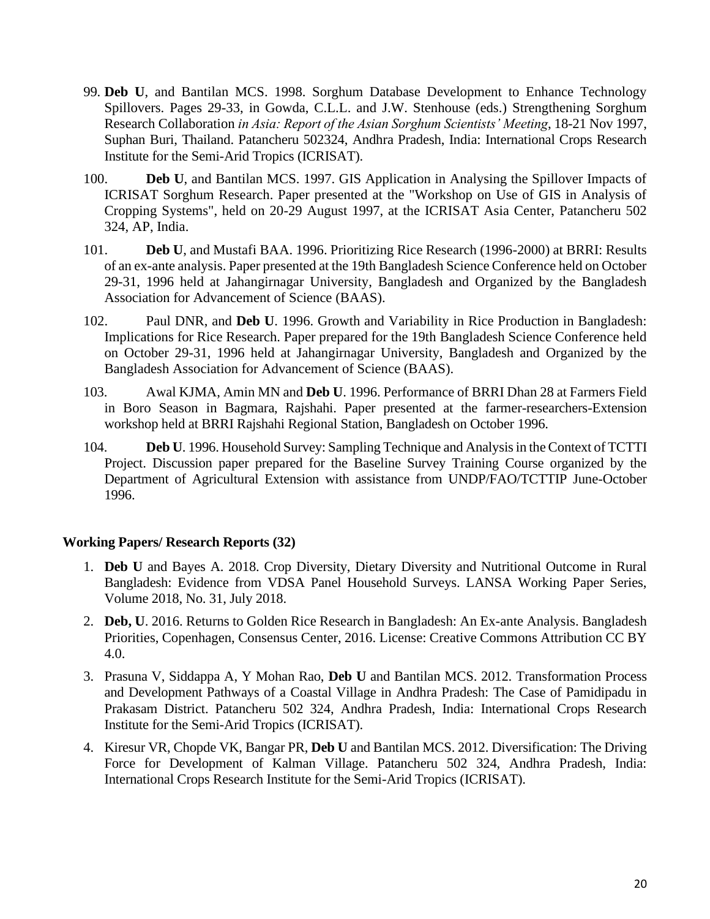99. **Deb U**, and Bantilan MCS. 1998. Sorghum Database Development to Enhance Technology Spillovers. Pages 29-33, in Gowda, C.L.L. and J.W. Stenhouse (eds.) Strengthening Sorghum Research Collaboration *in Asia: Report of the Asian Sorghum Scientists' Meeting*, 18-21 Nov 1997, Suphan Buri, Thailand. Patancheru 502324, Andhra Pradesh, India: International Crops Research Institute for the Semi-Arid Tropics (ICRISAT).

100. **Deb U**, and Bantilan MCS. 1997. GIS Application in Analysing the Spillover Impacts of ICRISAT Sorghum Research. Paper presented at the "Workshop on Use of GIS in Analysis of Cropping Systems", held on 20-29 August 1997, at the ICRISAT Asia Center, Patancheru 502 324, AP, India.

101. **Deb U**, and Mustafi BAA. 1996. Prioritizing Rice Research (1996-2000) at BRRI: Results of an ex-ante analysis. Paper presented at the 19th Bangladesh Science Conference held on October 29-31, 1996 held at Jahangirnagar University, Bangladesh and Organized by the Bangladesh Association for Advancement of Science (BAAS).

102. Paul DNR, and **Deb U**. 1996. Growth and Variability in Rice Production in Bangladesh: Implications for Rice Research. Paper prepared for the 19th Bangladesh Science Conference held on October 29-31, 1996 held at Jahangirnagar University, Bangladesh and Organized by the Bangladesh Association for Advancement of Science (BAAS).

103. Awal KJMA, Amin MN and **Deb U**. 1996. Performance of BRRI Dhan 28 at Farmers Field in Boro Season in Bagmara, Rajshahi. Paper presented at the farmer-researchers-Extension workshop held at BRRI Rajshahi Regional Station, Bangladesh on October 1996.

104. **Deb U**. 1996. Household Survey: Sampling Technique and Analysis in the Context of TCTTI Project. Discussion paper prepared for the Baseline Survey Training Course organized by the Department of Agricultural Extension with assistance from UNDP/FAO/TCTTIP June-October 1996.

### Working Papers/ Research Reports (32)

1. **Deb U** and Bayes A. 2018. Crop Diversity, Dietary Diversity and Nutritional Outcome in Rural Bangladesh: Evidence from VDSA Panel Household Surveys. LANSA Working Paper Series, Volume 2018, No. 31, July 2018.
2. **Deb, U**. 2016. Returns to Golden Rice Research in Bangladesh: An Ex-ante Analysis. Bangladesh Priorities, Copenhagen, Consensus Center, 2016. License: Creative Commons Attribution CC BY 4.0.
3. Prasuna V, Siddappa A, Y Mohan Rao, **Deb U** and Bantilan MCS. 2012. Transformation Process and Development Pathways of a Coastal Village in Andhra Pradesh: The Case of Pamidipadu in Prakasam District. Patancheru 502 324, Andhra Pradesh, India: International Crops Research Institute for the Semi-Arid Tropics (ICRISAT).
4. Kiresur VR, Chopde VK, Bangar PR, **Deb U** and Bantilan MCS. 2012. Diversification: The Driving Force for Development of Kalman Village. Patancheru 502 324, Andhra Pradesh, India: International Crops Research Institute for the Semi-Arid Tropics (ICRISAT).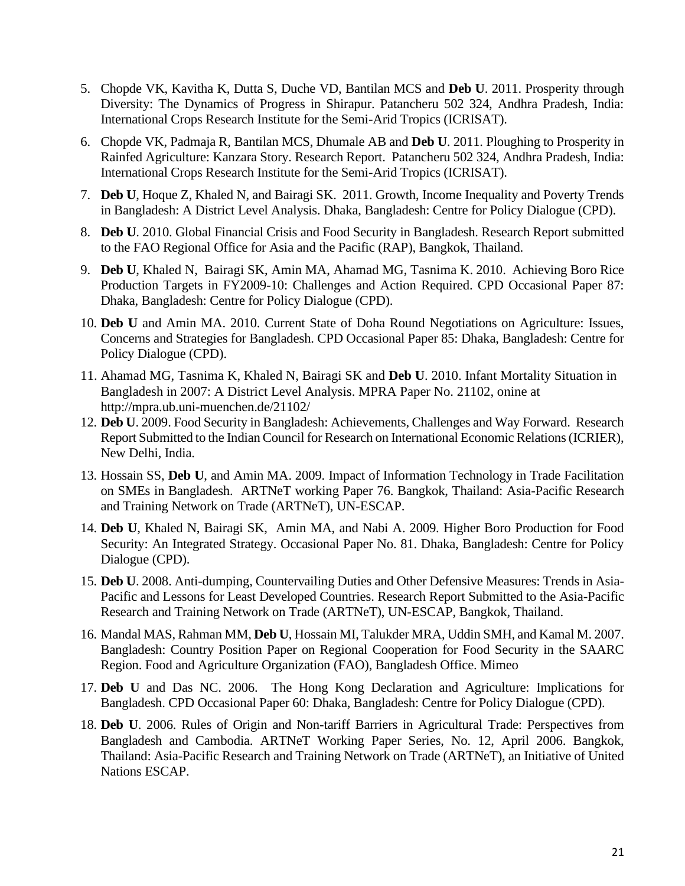5. Chopde VK, Kavitha K, Dutta S, Duche VD, Bantilan MCS and **Deb U**. 2011. Prosperity through Diversity: The Dynamics of Progress in Shirapur. Patancheru 502 324, Andhra Pradesh, India: International Crops Research Institute for the Semi-Arid Tropics (ICRISAT).
6. Chopde VK, Padmaja R, Bantilan MCS, Dhumale AB and **Deb U**. 2011. Ploughing to Prosperity in Rainfed Agriculture: Kanzara Story. Research Report. Patancheru 502 324, Andhra Pradesh, India: International Crops Research Institute for the Semi-Arid Tropics (ICRISAT).
7. **Deb U**, Hoque Z, Khaled N, and Bairagi SK. 2011. Growth, Income Inequality and Poverty Trends in Bangladesh: A District Level Analysis. Dhaka, Bangladesh: Centre for Policy Dialogue (CPD).
8. **Deb U**. 2010. Global Financial Crisis and Food Security in Bangladesh. Research Report submitted to the FAO Regional Office for Asia and the Pacific (RAP), Bangkok, Thailand.
9. **Deb U**, Khaled N, Bairagi SK, Amin MA, Ahamad MG, Tasnima K. 2010. Achieving Boro Rice Production Targets in FY2009-10: Challenges and Action Required. CPD Occasional Paper 87: Dhaka, Bangladesh: Centre for Policy Dialogue (CPD).
10. **Deb U** and Amin MA. 2010. Current State of Doha Round Negotiations on Agriculture: Issues, Concerns and Strategies for Bangladesh. CPD Occasional Paper 85: Dhaka, Bangladesh: Centre for Policy Dialogue (CPD).
11. Ahamad MG, Tasnima K, Khaled N, Bairagi SK and **Deb U**. 2010. Infant Mortality Situation in Bangladesh in 2007: A District Level Analysis. MPRA Paper No. 21102, onine at http://mpra.ub.uni-muenchen.de/21102/
12. **Deb U**. 2009. Food Security in Bangladesh: Achievements, Challenges and Way Forward. Research Report Submitted to the Indian Council for Research on International Economic Relations (ICRIER), New Delhi, India.
13. Hossain SS, **Deb U**, and Amin MA. 2009. Impact of Information Technology in Trade Facilitation on SMEs in Bangladesh. ARTNeT working Paper 76. Bangkok, Thailand: Asia-Pacific Research and Training Network on Trade (ARTNeT), UN-ESCAP.
14. **Deb U**, Khaled N, Bairagi SK, Amin MA, and Nabi A. 2009. Higher Boro Production for Food Security: An Integrated Strategy. Occasional Paper No. 81. Dhaka, Bangladesh: Centre for Policy Dialogue (CPD).
15. **Deb U**. 2008. Anti-dumping, Countervailing Duties and Other Defensive Measures: Trends in Asia-Pacific and Lessons for Least Developed Countries. Research Report Submitted to the Asia-Pacific Research and Training Network on Trade (ARTNeT), UN-ESCAP, Bangkok, Thailand.
16. Mandal MAS, Rahman MM, **Deb U**, Hossain MI, Talukder MRA, Uddin SMH, and Kamal M. 2007. Bangladesh: Country Position Paper on Regional Cooperation for Food Security in the SAARC Region. Food and Agriculture Organization (FAO), Bangladesh Office. Mimeo
17. **Deb U** and Das NC. 2006. The Hong Kong Declaration and Agriculture: Implications for Bangladesh. CPD Occasional Paper 60: Dhaka, Bangladesh: Centre for Policy Dialogue (CPD).
18. **Deb U**. 2006. Rules of Origin and Non-tariff Barriers in Agricultural Trade: Perspectives from Bangladesh and Cambodia. ARTNeT Working Paper Series, No. 12, April 2006. Bangkok, Thailand: Asia-Pacific Research and Training Network on Trade (ARTNeT), an Initiative of United Nations ESCAP.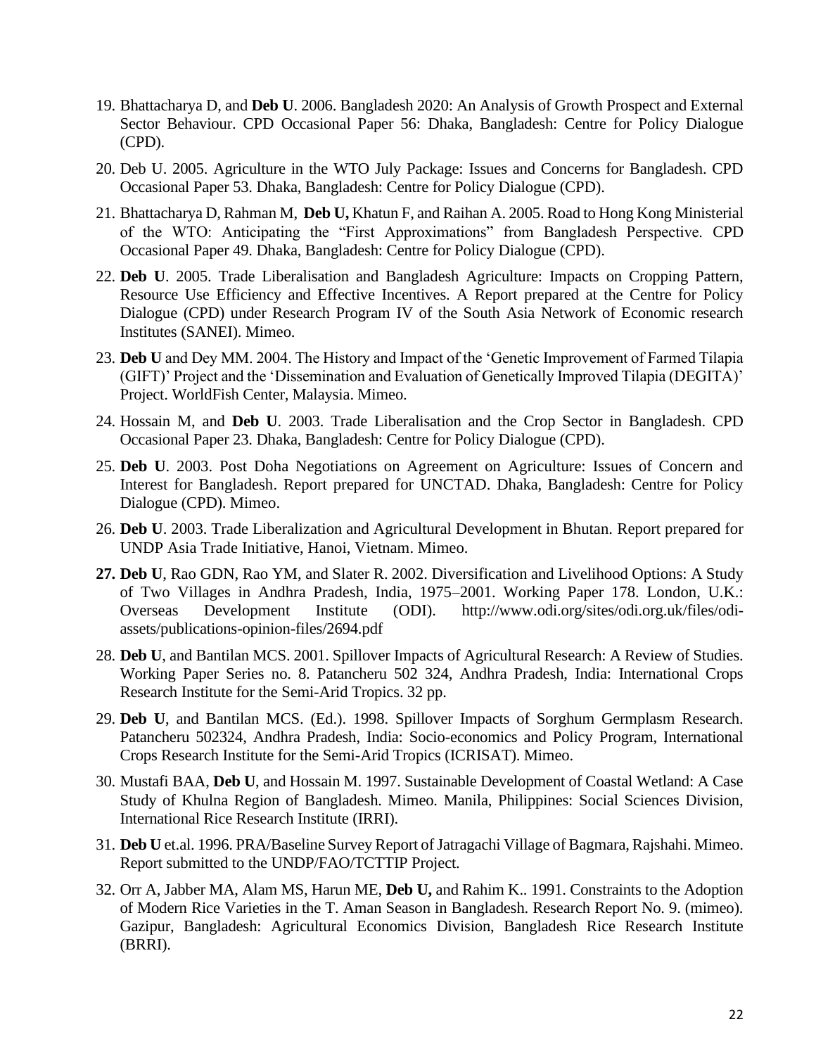19. Bhattacharya D, and **Deb U**. 2006. Bangladesh 2020: An Analysis of Growth Prospect and External Sector Behaviour. CPD Occasional Paper 56: Dhaka, Bangladesh: Centre for Policy Dialogue (CPD).

20. Deb U. 2005. Agriculture in the WTO July Package: Issues and Concerns for Bangladesh. CPD Occasional Paper 53. Dhaka, Bangladesh: Centre for Policy Dialogue (CPD).

21. Bhattacharya D, Rahman M, **Deb U,** Khatun F, and Raihan A. 2005. Road to Hong Kong Ministerial of the WTO: Anticipating the "First Approximations" from Bangladesh Perspective. CPD Occasional Paper 49. Dhaka, Bangladesh: Centre for Policy Dialogue (CPD).

22. **Deb U**. 2005. Trade Liberalisation and Bangladesh Agriculture: Impacts on Cropping Pattern, Resource Use Efficiency and Effective Incentives. A Report prepared at the Centre for Policy Dialogue (CPD) under Research Program IV of the South Asia Network of Economic research Institutes (SANEI). Mimeo.

23. **Deb U** and Dey MM. 2004. The History and Impact of the 'Genetic Improvement of Farmed Tilapia (GIFT)' Project and the 'Dissemination and Evaluation of Genetically Improved Tilapia (DEGITA)' Project. WorldFish Center, Malaysia. Mimeo.

24. Hossain M, and **Deb U**. 2003. Trade Liberalisation and the Crop Sector in Bangladesh. CPD Occasional Paper 23. Dhaka, Bangladesh: Centre for Policy Dialogue (CPD).

25. **Deb U**. 2003. Post Doha Negotiations on Agreement on Agriculture: Issues of Concern and Interest for Bangladesh. Report prepared for UNCTAD. Dhaka, Bangladesh: Centre for Policy Dialogue (CPD). Mimeo.

26. **Deb U**. 2003. Trade Liberalization and Agricultural Development in Bhutan. Report prepared for UNDP Asia Trade Initiative, Hanoi, Vietnam. Mimeo.

27. **Deb U**, Rao GDN, Rao YM, and Slater R. 2002. Diversification and Livelihood Options: A Study of Two Villages in Andhra Pradesh, India, 1975–2001. Working Paper 178. London, U.K.: Overseas Development Institute (ODI). http://www.odi.org/sites/odi.org.uk/files/odi-assets/publications-opinion-files/2694.pdf

28. **Deb U**, and Bantilan MCS. 2001. Spillover Impacts of Agricultural Research: A Review of Studies. Working Paper Series no. 8. Patancheru 502 324, Andhra Pradesh, India: International Crops Research Institute for the Semi-Arid Tropics. 32 pp.

29. **Deb U**, and Bantilan MCS. (Ed.). 1998. Spillover Impacts of Sorghum Germplasm Research. Patancheru 502324, Andhra Pradesh, India: Socio-economics and Policy Program, International Crops Research Institute for the Semi-Arid Tropics (ICRISAT). Mimeo.

30. Mustafi BAA, **Deb U**, and Hossain M. 1997. Sustainable Development of Coastal Wetland: A Case Study of Khulna Region of Bangladesh. Mimeo. Manila, Philippines: Social Sciences Division, International Rice Research Institute (IRRI).

31. **Deb U** et.al. 1996. PRA/Baseline Survey Report of Jatragachi Village of Bagmara, Rajshahi. Mimeo. Report submitted to the UNDP/FAO/TCTTIP Project.

32. Orr A, Jabber MA, Alam MS, Harun ME, **Deb U,** and Rahim K.. 1991. Constraints to the Adoption of Modern Rice Varieties in the T. Aman Season in Bangladesh. Research Report No. 9. (mimeo). Gazipur, Bangladesh: Agricultural Economics Division, Bangladesh Rice Research Institute (BRRI).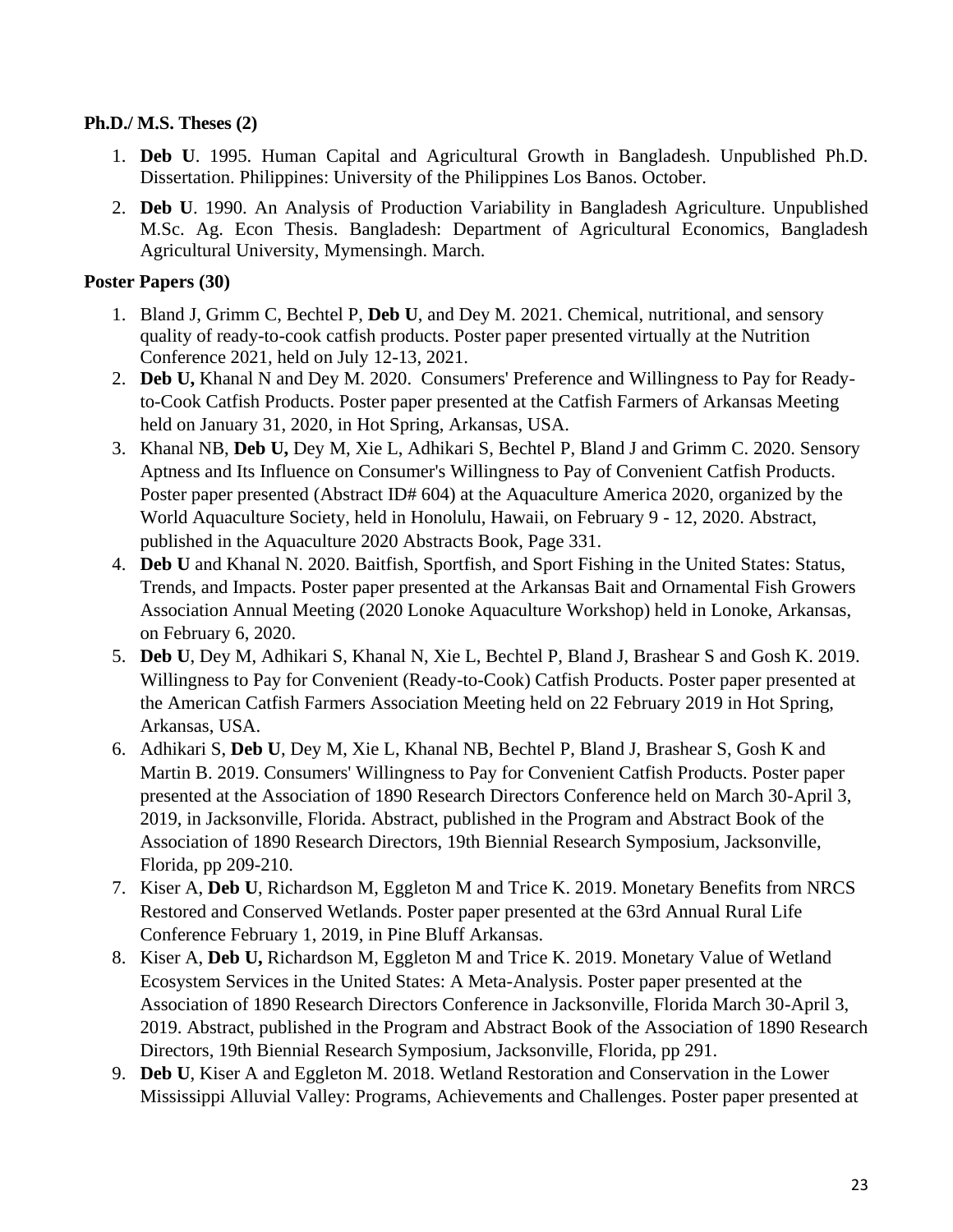**Ph.D./ M.S. Theses (2)**

1. **Deb U**. 1995. Human Capital and Agricultural Growth in Bangladesh. Unpublished Ph.D. Dissertation. Philippines: University of the Philippines Los Banos. October.
2. **Deb U**. 1990. An Analysis of Production Variability in Bangladesh Agriculture. Unpublished M.Sc. Ag. Econ Thesis. Bangladesh: Department of Agricultural Economics, Bangladesh Agricultural University, Mymensingh. March.

**Poster Papers (30)**

1. Bland J, Grimm C, Bechtel P, **Deb U**, and Dey M. 2021. Chemical, nutritional, and sensory quality of ready-to-cook catfish products. Poster paper presented virtually at the Nutrition Conference 2021, held on July 12-13, 2021.
2. **Deb U,** Khanal N and Dey M. 2020. Consumers' Preference and Willingness to Pay for Ready-to-Cook Catfish Products. Poster paper presented at the Catfish Farmers of Arkansas Meeting held on January 31, 2020, in Hot Spring, Arkansas, USA.
3. Khanal NB, **Deb U,** Dey M, Xie L, Adhikari S, Bechtel P, Bland J and Grimm C. 2020. Sensory Aptness and Its Influence on Consumer's Willingness to Pay of Convenient Catfish Products. Poster paper presented (Abstract ID# 604) at the Aquaculture America 2020, organized by the World Aquaculture Society, held in Honolulu, Hawaii, on February 9 - 12, 2020. Abstract, published in the Aquaculture 2020 Abstracts Book, Page 331.
4. **Deb U** and Khanal N. 2020. Baitfish, Sportfish, and Sport Fishing in the United States: Status, Trends, and Impacts. Poster paper presented at the Arkansas Bait and Ornamental Fish Growers Association Annual Meeting (2020 Lonoke Aquaculture Workshop) held in Lonoke, Arkansas, on February 6, 2020.
5. **Deb U**, Dey M, Adhikari S, Khanal N, Xie L, Bechtel P, Bland J, Brashear S and Gosh K. 2019. Willingness to Pay for Convenient (Ready-to-Cook) Catfish Products. Poster paper presented at the American Catfish Farmers Association Meeting held on 22 February 2019 in Hot Spring, Arkansas, USA.
6. Adhikari S, **Deb U**, Dey M, Xie L, Khanal NB, Bechtel P, Bland J, Brashear S, Gosh K and Martin B. 2019. Consumers' Willingness to Pay for Convenient Catfish Products. Poster paper presented at the Association of 1890 Research Directors Conference held on March 30-April 3, 2019, in Jacksonville, Florida. Abstract, published in the Program and Abstract Book of the Association of 1890 Research Directors, 19th Biennial Research Symposium, Jacksonville, Florida, pp 209-210.
7. Kiser A, **Deb U**, Richardson M, Eggleton M and Trice K. 2019. Monetary Benefits from NRCS Restored and Conserved Wetlands. Poster paper presented at the 63rd Annual Rural Life Conference February 1, 2019, in Pine Bluff Arkansas.
8. Kiser A, **Deb U,** Richardson M, Eggleton M and Trice K. 2019. Monetary Value of Wetland Ecosystem Services in the United States: A Meta-Analysis. Poster paper presented at the Association of 1890 Research Directors Conference in Jacksonville, Florida March 30-April 3, 2019. Abstract, published in the Program and Abstract Book of the Association of 1890 Research Directors, 19th Biennial Research Symposium, Jacksonville, Florida, pp 291.
9. **Deb U**, Kiser A and Eggleton M. 2018. Wetland Restoration and Conservation in the Lower Mississippi Alluvial Valley: Programs, Achievements and Challenges. Poster paper presented at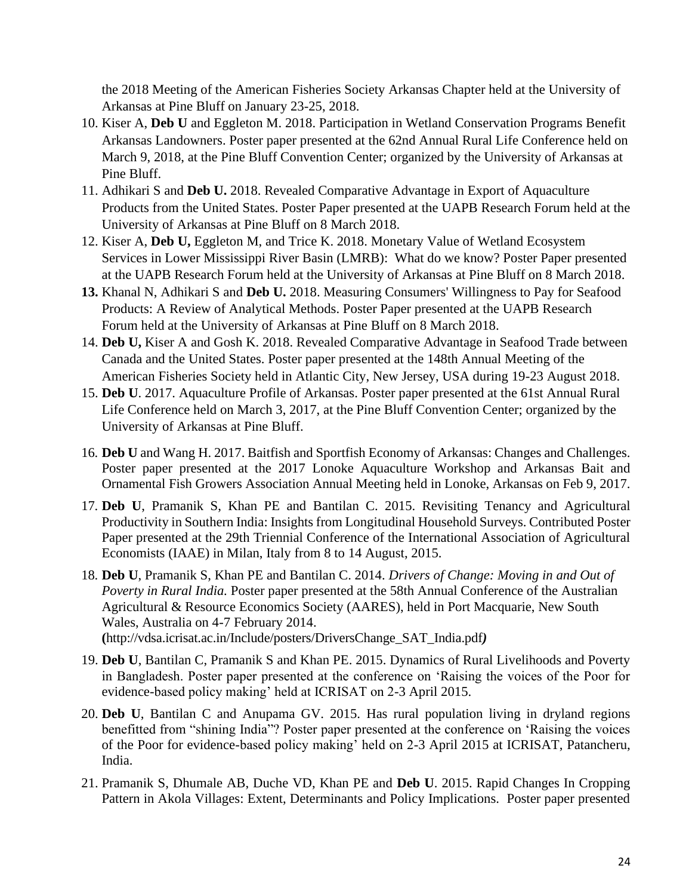the 2018 Meeting of the American Fisheries Society Arkansas Chapter held at the University of Arkansas at Pine Bluff on January 23-25, 2018.

10. Kiser A, **Deb U** and Eggleton M. 2018. Participation in Wetland Conservation Programs Benefit Arkansas Landowners. Poster paper presented at the 62nd Annual Rural Life Conference held on March 9, 2018, at the Pine Bluff Convention Center; organized by the University of Arkansas at Pine Bluff.
11. Adhikari S and **Deb U.** 2018. Revealed Comparative Advantage in Export of Aquaculture Products from the United States. Poster Paper presented at the UAPB Research Forum held at the University of Arkansas at Pine Bluff on 8 March 2018.
12. Kiser A, **Deb U,** Eggleton M, and Trice K. 2018. Monetary Value of Wetland Ecosystem Services in Lower Mississippi River Basin (LMRB): What do we know? Poster Paper presented at the UAPB Research Forum held at the University of Arkansas at Pine Bluff on 8 March 2018.
13. Khanal N, Adhikari S and **Deb U.** 2018. Measuring Consumers' Willingness to Pay for Seafood Products: A Review of Analytical Methods. Poster Paper presented at the UAPB Research Forum held at the University of Arkansas at Pine Bluff on 8 March 2018.
14. **Deb U,** Kiser A and Gosh K. 2018. Revealed Comparative Advantage in Seafood Trade between Canada and the United States. Poster paper presented at the 148th Annual Meeting of the American Fisheries Society held in Atlantic City, New Jersey, USA during 19-23 August 2018.
15. **Deb U**. 2017. Aquaculture Profile of Arkansas. Poster paper presented at the 61st Annual Rural Life Conference held on March 3, 2017, at the Pine Bluff Convention Center; organized by the University of Arkansas at Pine Bluff.
16. **Deb U** and Wang H. 2017. Baitfish and Sportfish Economy of Arkansas: Changes and Challenges. Poster paper presented at the 2017 Lonoke Aquaculture Workshop and Arkansas Bait and Ornamental Fish Growers Association Annual Meeting held in Lonoke, Arkansas on Feb 9, 2017.
17. **Deb U**, Pramanik S, Khan PE and Bantilan C. 2015. Revisiting Tenancy and Agricultural Productivity in Southern India: Insights from Longitudinal Household Surveys. Contributed Poster Paper presented at the 29th Triennial Conference of the International Association of Agricultural Economists (IAAE) in Milan, Italy from 8 to 14 August, 2015.
18. **Deb U**, Pramanik S, Khan PE and Bantilan C. 2014. *Drivers of Change: Moving in and Out of Poverty in Rural India.* Poster paper presented at the 58th Annual Conference of the Australian Agricultural & Resource Economics Society (AARES), held in Port Macquarie, New South Wales, Australia on 4-7 February 2014. **(**http://vdsa.icrisat.ac.in/Include/posters/DriversChange_SAT_India.pdf***)***
19. **Deb U**, Bantilan C, Pramanik S and Khan PE. 2015. Dynamics of Rural Livelihoods and Poverty in Bangladesh. Poster paper presented at the conference on 'Raising the voices of the Poor for evidence-based policy making' held at ICRISAT on 2-3 April 2015.
20. **Deb U**, Bantilan C and Anupama GV. 2015. Has rural population living in dryland regions benefitted from "shining India"? Poster paper presented at the conference on 'Raising the voices of the Poor for evidence-based policy making' held on 2-3 April 2015 at ICRISAT, Patancheru, India.
21. Pramanik S, Dhumale AB, Duche VD, Khan PE and **Deb U**. 2015. Rapid Changes In Cropping Pattern in Akola Villages: Extent, Determinants and Policy Implications. Poster paper presented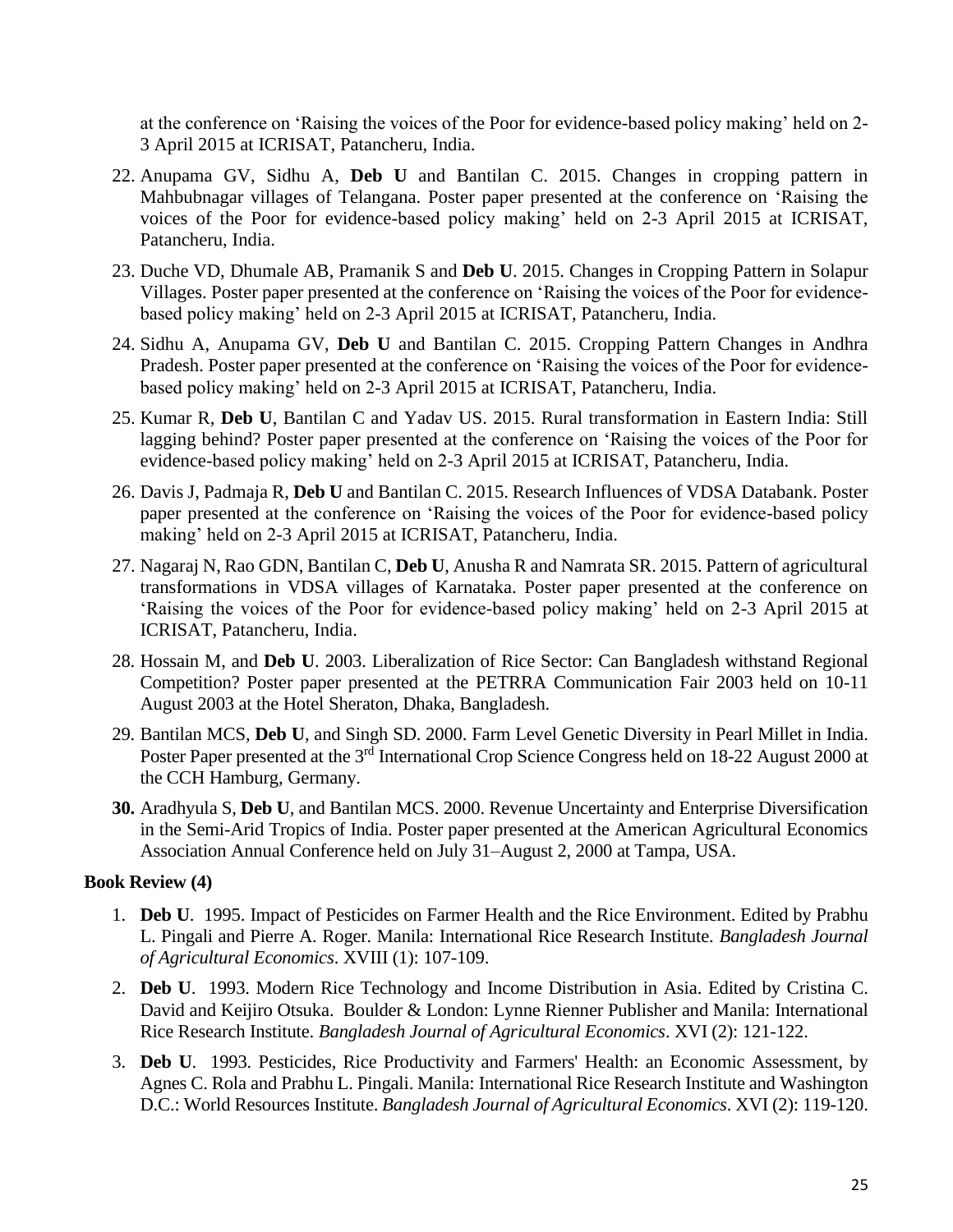at the conference on 'Raising the voices of the Poor for evidence-based policy making' held on 2-3 April 2015 at ICRISAT, Patancheru, India.

22. Anupama GV, Sidhu A, **Deb U** and Bantilan C. 2015. Changes in cropping pattern in Mahbubnagar villages of Telangana. Poster paper presented at the conference on 'Raising the voices of the Poor for evidence-based policy making' held on 2-3 April 2015 at ICRISAT, Patancheru, India.
23. Duche VD, Dhumale AB, Pramanik S and **Deb U**. 2015. Changes in Cropping Pattern in Solapur Villages. Poster paper presented at the conference on 'Raising the voices of the Poor for evidence-based policy making' held on 2-3 April 2015 at ICRISAT, Patancheru, India.
24. Sidhu A, Anupama GV, **Deb U** and Bantilan C. 2015. Cropping Pattern Changes in Andhra Pradesh. Poster paper presented at the conference on 'Raising the voices of the Poor for evidence-based policy making' held on 2-3 April 2015 at ICRISAT, Patancheru, India.
25. Kumar R, **Deb U**, Bantilan C and Yadav US. 2015. Rural transformation in Eastern India: Still lagging behind? Poster paper presented at the conference on 'Raising the voices of the Poor for evidence-based policy making' held on 2-3 April 2015 at ICRISAT, Patancheru, India.
26. Davis J, Padmaja R, **Deb U** and Bantilan C. 2015. Research Influences of VDSA Databank. Poster paper presented at the conference on 'Raising the voices of the Poor for evidence-based policy making' held on 2-3 April 2015 at ICRISAT, Patancheru, India.
27. Nagaraj N, Rao GDN, Bantilan C, **Deb U**, Anusha R and Namrata SR. 2015. Pattern of agricultural transformations in VDSA villages of Karnataka. Poster paper presented at the conference on 'Raising the voices of the Poor for evidence-based policy making' held on 2-3 April 2015 at ICRISAT, Patancheru, India.
28. Hossain M, and **Deb U**. 2003. Liberalization of Rice Sector: Can Bangladesh withstand Regional Competition? Poster paper presented at the PETRRA Communication Fair 2003 held on 10-11 August 2003 at the Hotel Sheraton, Dhaka, Bangladesh.
29. Bantilan MCS, **Deb U**, and Singh SD. 2000. Farm Level Genetic Diversity in Pearl Millet in India. Poster Paper presented at the 3rd International Crop Science Congress held on 18-22 August 2000 at the CCH Hamburg, Germany.
30. Aradhyula S, **Deb U**, and Bantilan MCS. 2000. Revenue Uncertainty and Enterprise Diversification in the Semi-Arid Tropics of India. Poster paper presented at the American Agricultural Economics Association Annual Conference held on July 31–August 2, 2000 at Tampa, USA.

**Book Review (4)**

1. **Deb U**. 1995. Impact of Pesticides on Farmer Health and the Rice Environment. Edited by Prabhu L. Pingali and Pierre A. Roger. Manila: International Rice Research Institute. *Bangladesh Journal of Agricultural Economics*. XVIII (1): 107-109.
2. **Deb U**. 1993. Modern Rice Technology and Income Distribution in Asia. Edited by Cristina C. David and Keijiro Otsuka. Boulder & London: Lynne Rienner Publisher and Manila: International Rice Research Institute. *Bangladesh Journal of Agricultural Economics*. XVI (2): 121-122.
3. **Deb U**. 1993. Pesticides, Rice Productivity and Farmers' Health: an Economic Assessment, by Agnes C. Rola and Prabhu L. Pingali. Manila: International Rice Research Institute and Washington D.C.: World Resources Institute. *Bangladesh Journal of Agricultural Economics*. XVI (2): 119-120.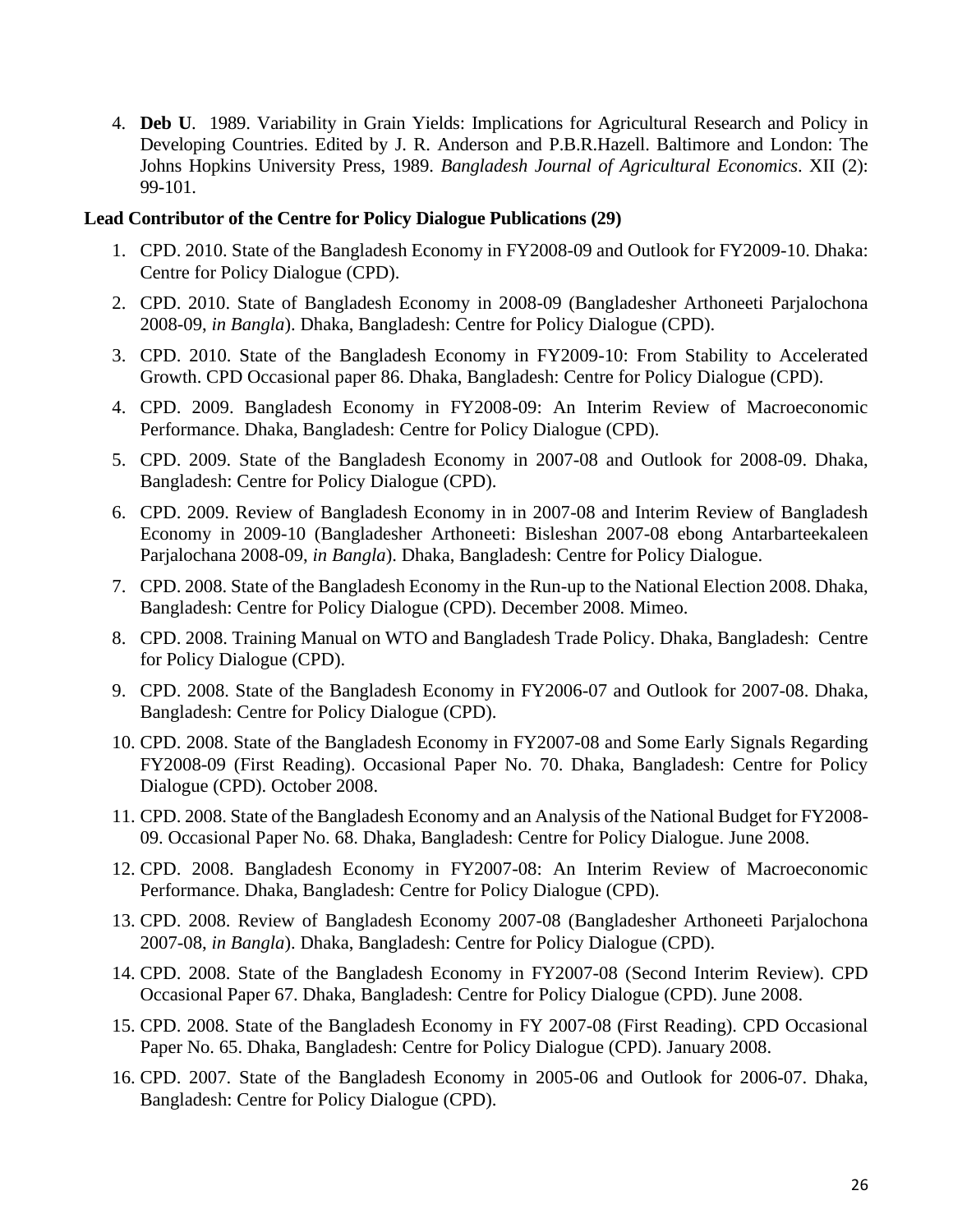4. **Deb U**. 1989. Variability in Grain Yields: Implications for Agricultural Research and Policy in Developing Countries. Edited by J. R. Anderson and P.B.R.Hazell. Baltimore and London: The Johns Hopkins University Press, 1989. *Bangladesh Journal of Agricultural Economics*. XII (2): 99-101.

**Lead Contributor of the Centre for Policy Dialogue Publications (29)**

1. CPD. 2010. State of the Bangladesh Economy in FY2008-09 and Outlook for FY2009-10. Dhaka: Centre for Policy Dialogue (CPD).
2. CPD. 2010. State of Bangladesh Economy in 2008-09 (Bangladesher Arthoneeti Parjalochona 2008-09, *in Bangla*). Dhaka, Bangladesh: Centre for Policy Dialogue (CPD).
3. CPD. 2010. State of the Bangladesh Economy in FY2009-10: From Stability to Accelerated Growth. CPD Occasional paper 86. Dhaka, Bangladesh: Centre for Policy Dialogue (CPD).
4. CPD. 2009. Bangladesh Economy in FY2008-09: An Interim Review of Macroeconomic Performance. Dhaka, Bangladesh: Centre for Policy Dialogue (CPD).
5. CPD. 2009. State of the Bangladesh Economy in 2007-08 and Outlook for 2008-09. Dhaka, Bangladesh: Centre for Policy Dialogue (CPD).
6. CPD. 2009. Review of Bangladesh Economy in in 2007-08 and Interim Review of Bangladesh Economy in 2009-10 (Bangladesher Arthoneeti: Bisleshan 2007-08 ebong Antarbarteekaleen Parjalochana 2008-09, *in Bangla*). Dhaka, Bangladesh: Centre for Policy Dialogue.
7. CPD. 2008. State of the Bangladesh Economy in the Run-up to the National Election 2008. Dhaka, Bangladesh: Centre for Policy Dialogue (CPD). December 2008. Mimeo.
8. CPD. 2008. Training Manual on WTO and Bangladesh Trade Policy. Dhaka, Bangladesh: Centre for Policy Dialogue (CPD).
9. CPD. 2008. State of the Bangladesh Economy in FY2006-07 and Outlook for 2007-08. Dhaka, Bangladesh: Centre for Policy Dialogue (CPD).
10. CPD. 2008. State of the Bangladesh Economy in FY2007-08 and Some Early Signals Regarding FY2008-09 (First Reading). Occasional Paper No. 70. Dhaka, Bangladesh: Centre for Policy Dialogue (CPD). October 2008.
11. CPD. 2008. State of the Bangladesh Economy and an Analysis of the National Budget for FY2008-09. Occasional Paper No. 68. Dhaka, Bangladesh: Centre for Policy Dialogue. June 2008.
12. CPD. 2008. Bangladesh Economy in FY2007-08: An Interim Review of Macroeconomic Performance. Dhaka, Bangladesh: Centre for Policy Dialogue (CPD).
13. CPD. 2008. Review of Bangladesh Economy 2007-08 (Bangladesher Arthoneeti Parjalochona 2007-08, *in Bangla*). Dhaka, Bangladesh: Centre for Policy Dialogue (CPD).
14. CPD. 2008. State of the Bangladesh Economy in FY2007-08 (Second Interim Review). CPD Occasional Paper 67. Dhaka, Bangladesh: Centre for Policy Dialogue (CPD). June 2008.
15. CPD. 2008. State of the Bangladesh Economy in FY 2007-08 (First Reading). CPD Occasional Paper No. 65. Dhaka, Bangladesh: Centre for Policy Dialogue (CPD). January 2008.
16. CPD. 2007. State of the Bangladesh Economy in 2005-06 and Outlook for 2006-07. Dhaka, Bangladesh: Centre for Policy Dialogue (CPD).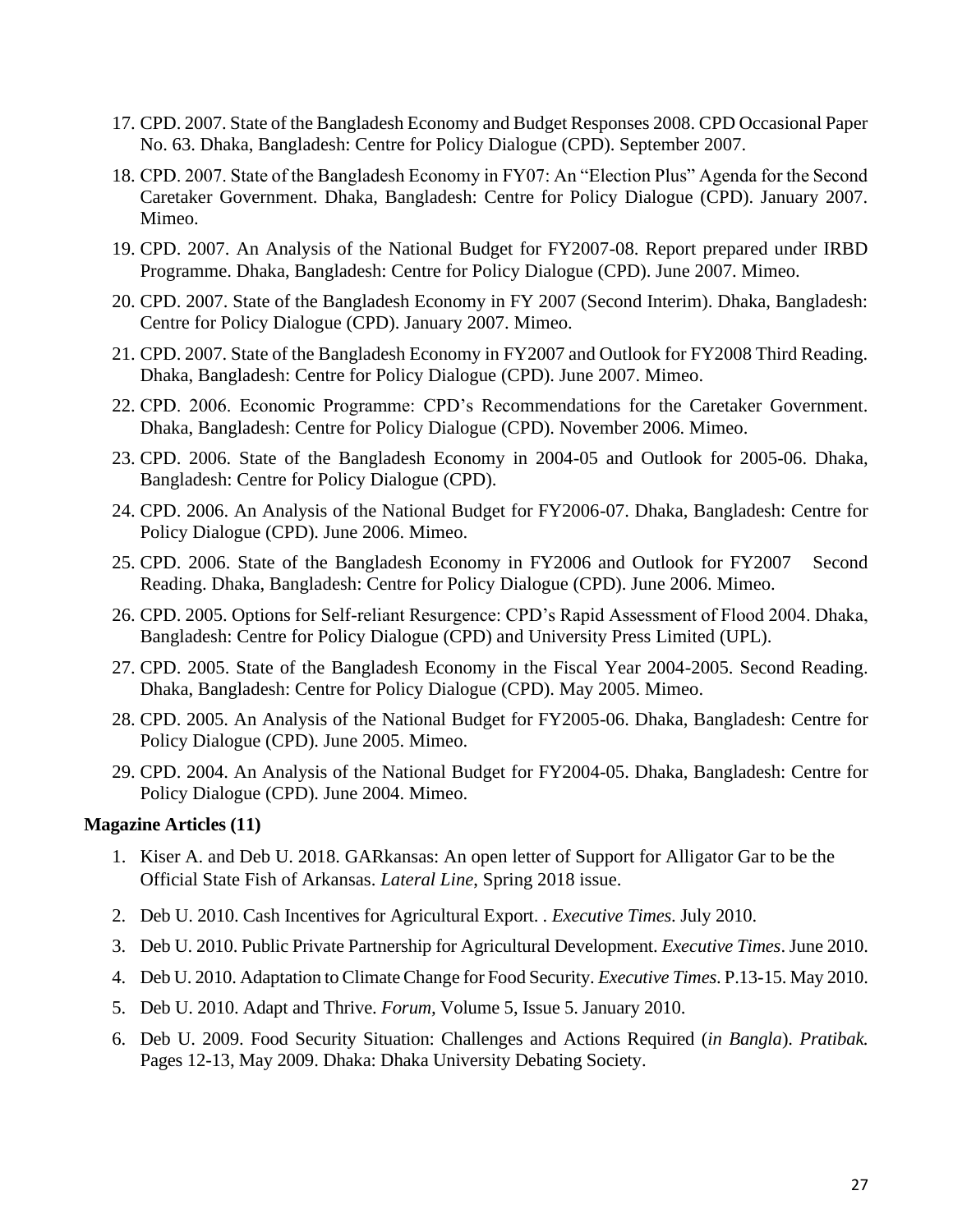17. CPD. 2007. State of the Bangladesh Economy and Budget Responses 2008. CPD Occasional Paper No. 63. Dhaka, Bangladesh: Centre for Policy Dialogue (CPD). September 2007.
18. CPD. 2007. State of the Bangladesh Economy in FY07: An "Election Plus" Agenda for the Second Caretaker Government. Dhaka, Bangladesh: Centre for Policy Dialogue (CPD). January 2007. Mimeo.
19. CPD. 2007. An Analysis of the National Budget for FY2007-08. Report prepared under IRBD Programme. Dhaka, Bangladesh: Centre for Policy Dialogue (CPD). June 2007. Mimeo.
20. CPD. 2007. State of the Bangladesh Economy in FY 2007 (Second Interim). Dhaka, Bangladesh: Centre for Policy Dialogue (CPD). January 2007. Mimeo.
21. CPD. 2007. State of the Bangladesh Economy in FY2007 and Outlook for FY2008 Third Reading. Dhaka, Bangladesh: Centre for Policy Dialogue (CPD). June 2007. Mimeo.
22. CPD. 2006. Economic Programme: CPD's Recommendations for the Caretaker Government. Dhaka, Bangladesh: Centre for Policy Dialogue (CPD). November 2006. Mimeo.
23. CPD. 2006. State of the Bangladesh Economy in 2004-05 and Outlook for 2005-06. Dhaka, Bangladesh: Centre for Policy Dialogue (CPD).
24. CPD. 2006. An Analysis of the National Budget for FY2006-07. Dhaka, Bangladesh: Centre for Policy Dialogue (CPD). June 2006. Mimeo.
25. CPD. 2006. State of the Bangladesh Economy in FY2006 and Outlook for FY2007 Second Reading. Dhaka, Bangladesh: Centre for Policy Dialogue (CPD). June 2006. Mimeo.
26. CPD. 2005. Options for Self-reliant Resurgence: CPD's Rapid Assessment of Flood 2004. Dhaka, Bangladesh: Centre for Policy Dialogue (CPD) and University Press Limited (UPL).
27. CPD. 2005. State of the Bangladesh Economy in the Fiscal Year 2004-2005. Second Reading. Dhaka, Bangladesh: Centre for Policy Dialogue (CPD). May 2005. Mimeo.
28. CPD. 2005. An Analysis of the National Budget for FY2005-06. Dhaka, Bangladesh: Centre for Policy Dialogue (CPD). June 2005. Mimeo.
29. CPD. 2004. An Analysis of the National Budget for FY2004-05. Dhaka, Bangladesh: Centre for Policy Dialogue (CPD). June 2004. Mimeo.

**Magazine Articles (11)**

1. Kiser A. and Deb U. 2018. GARkansas: An open letter of Support for Alligator Gar to be the Official State Fish of Arkansas. *Lateral Line*, Spring 2018 issue.
2. Deb U. 2010. Cash Incentives for Agricultural Export. . *Executive Times*. July 2010.
3. Deb U. 2010. Public Private Partnership for Agricultural Development. *Executive Times*. June 2010.
4. Deb U. 2010. Adaptation to Climate Change for Food Security. *Executive Times*. P.13-15. May 2010.
5. Deb U. 2010. Adapt and Thrive. *Forum*, Volume 5, Issue 5. January 2010.
6. Deb U. 2009. Food Security Situation: Challenges and Actions Required (*in Bangla*). *Pratibak.* Pages 12-13, May 2009. Dhaka: Dhaka University Debating Society.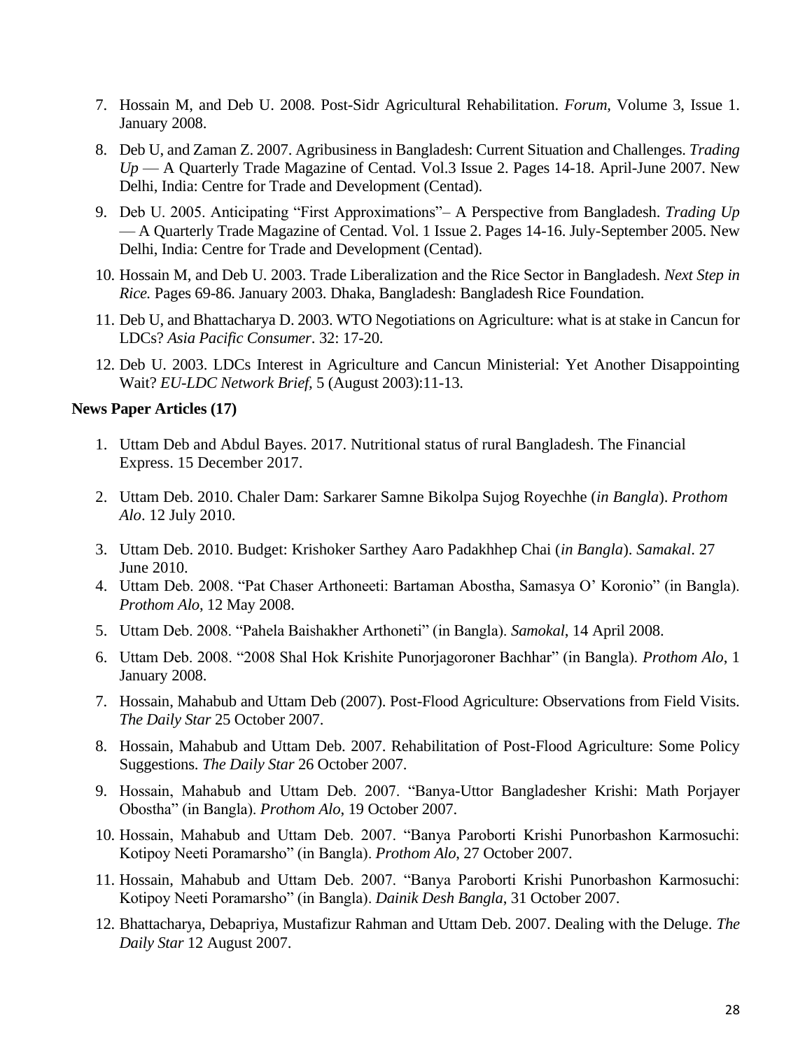7. Hossain M, and Deb U. 2008. Post-Sidr Agricultural Rehabilitation. *Forum*, Volume 3, Issue 1. January 2008.
8. Deb U, and Zaman Z. 2007. Agribusiness in Bangladesh: Current Situation and Challenges. *Trading Up* — A Quarterly Trade Magazine of Centad. Vol.3 Issue 2. Pages 14-18. April-June 2007. New Delhi, India: Centre for Trade and Development (Centad).
9. Deb U. 2005. Anticipating "First Approximations"– A Perspective from Bangladesh. *Trading Up* — A Quarterly Trade Magazine of Centad. Vol. 1 Issue 2. Pages 14-16. July-September 2005. New Delhi, India: Centre for Trade and Development (Centad).
10. Hossain M, and Deb U. 2003. Trade Liberalization and the Rice Sector in Bangladesh. *Next Step in Rice.* Pages 69-86. January 2003. Dhaka, Bangladesh: Bangladesh Rice Foundation.
11. Deb U, and Bhattacharya D. 2003. WTO Negotiations on Agriculture: what is at stake in Cancun for LDCs? *Asia Pacific Consumer*. 32: 17-20.
12. Deb U. 2003. LDCs Interest in Agriculture and Cancun Ministerial: Yet Another Disappointing Wait? *EU-LDC Network Brief*, 5 (August 2003):11-13.

**News Paper Articles (17)**

1. Uttam Deb and Abdul Bayes. 2017. Nutritional status of rural Bangladesh. The Financial Express. 15 December 2017.
2. Uttam Deb. 2010. Chaler Dam: Sarkarer Samne Bikolpa Sujog Royechhe (*in Bangla*). *Prothom Alo*. 12 July 2010.
3. Uttam Deb. 2010. Budget: Krishoker Sarthey Aaro Padakhhep Chai (*in Bangla*). *Samakal*. 27 June 2010.
4. Uttam Deb. 2008. "Pat Chaser Arthoneeti: Bartaman Abostha, Samasya O' Koronio" (in Bangla). *Prothom Alo*, 12 May 2008.
5. Uttam Deb. 2008. "Pahela Baishakher Arthoneti" (in Bangla). *Samokal*, 14 April 2008.
6. Uttam Deb. 2008. "2008 Shal Hok Krishite Punorjagoroner Bachhar" (in Bangla). *Prothom Alo*, 1 January 2008.
7. Hossain, Mahabub and Uttam Deb (2007). Post-Flood Agriculture: Observations from Field Visits. *The Daily Star* 25 October 2007.
8. Hossain, Mahabub and Uttam Deb. 2007. Rehabilitation of Post-Flood Agriculture: Some Policy Suggestions. *The Daily Star* 26 October 2007.
9. Hossain, Mahabub and Uttam Deb. 2007. "Banya-Uttor Bangladesher Krishi: Math Porjayer Obostha" (in Bangla). *Prothom Alo*, 19 October 2007.
10. Hossain, Mahabub and Uttam Deb. 2007. "Banya Paroborti Krishi Punorbashon Karmosuchi: Kotipoy Neeti Poramarsho" (in Bangla). *Prothom Alo*, 27 October 2007.
11. Hossain, Mahabub and Uttam Deb. 2007. "Banya Paroborti Krishi Punorbashon Karmosuchi: Kotipoy Neeti Poramarsho" (in Bangla). *Dainik Desh Bangla*, 31 October 2007.
12. Bhattacharya, Debapriya, Mustafizur Rahman and Uttam Deb. 2007. Dealing with the Deluge. *The Daily Star* 12 August 2007.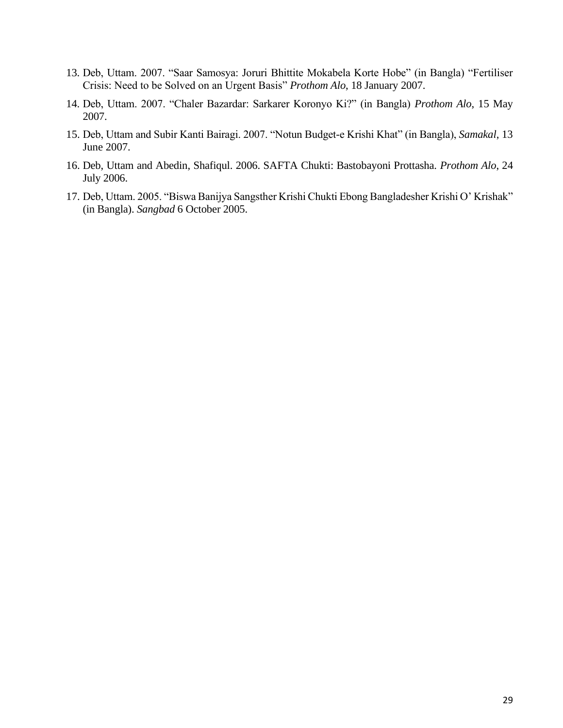13. Deb, Uttam. 2007. "Saar Samosya: Joruri Bhittite Mokabela Korte Hobe" (in Bangla) "Fertiliser Crisis: Need to be Solved on an Urgent Basis" *Prothom Alo*, 18 January 2007.
14. Deb, Uttam. 2007. "Chaler Bazardar: Sarkarer Koronyo Ki?" (in Bangla) *Prothom Alo*, 15 May 2007.
15. Deb, Uttam and Subir Kanti Bairagi. 2007. "Notun Budget-e Krishi Khat" (in Bangla), *Samakal*, 13 June 2007.
16. Deb, Uttam and Abedin, Shafiqul. 2006. SAFTA Chukti: Bastobayoni Prottasha. *Prothom Alo*, 24 July 2006.
17. Deb, Uttam. 2005. "Biswa Banijya Sangsther Krishi Chukti Ebong Bangladesher Krishi O' Krishak" (in Bangla). *Sangbad* 6 October 2005.